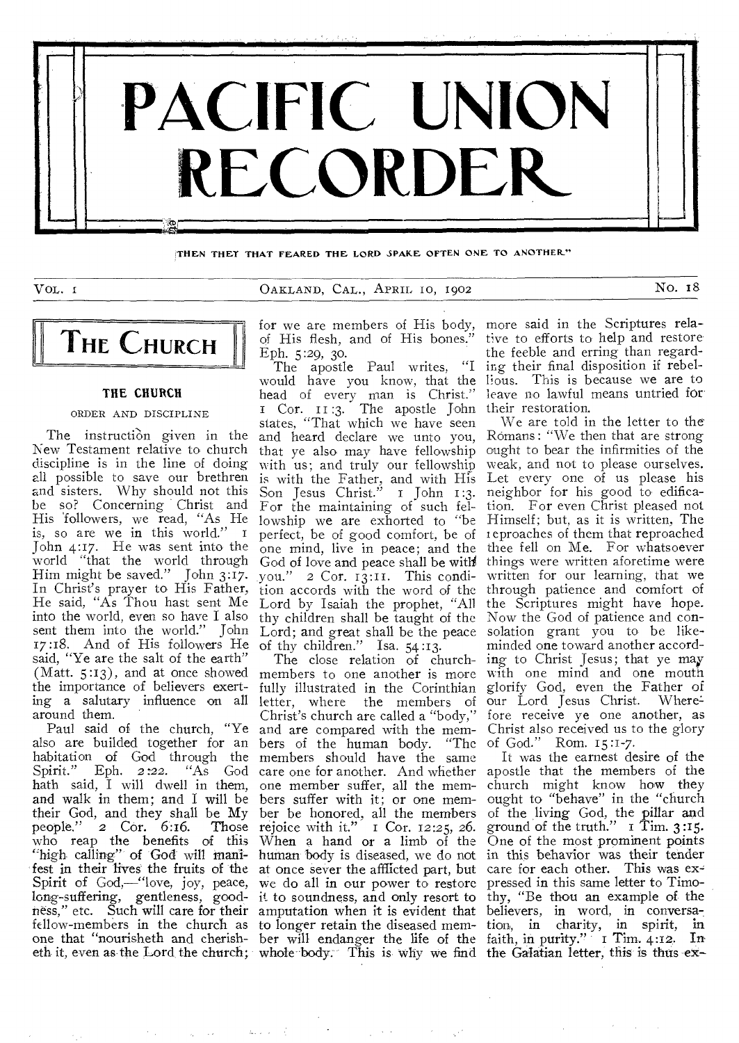# PACIFIC UNION RECORDER

"THEN THEY THAT FEARED THE LORD SPAKE OFTEN ONE TO ANOTHER"

VOL. 1 OAKLAND, CAL., APRIL 10, 1902 No. 18

## THE CHURCH

### THE CHURCH

ORDER AND DISCIPLINE

The instruction given in the New Testament relative to church discipline is in the line of doing all possible to save our brethren and sisters. Why should not this be so? Concerning Christ and His followers, we read, "As He is, so are we in this world." 1 John 4:17. He was sent into the world "that the world through Him might be saved." John 3:17. In Christ's prayer to His Father, He said, "As Thou hast sent Me into the world, even so have I also sent them into the world." John 17:18. And of His followers He said, "Ye are the salt of the earth" (Matt. 5:13), and at once showed the importance of believers exerting a salutary influence on all around them.

Paul said of the church, "Ye also are builded together for an habitation of God through the Spirit." Eph. 2:22. "As God hath said, I will dwell in them, and walk in them; and I will be their God, and they shall be My people." 2 Cor. 6:16. Those who reap the benefits of this "high calling" of God will manifest in their lives the fruits of the Spirit of God,—"love, joy, peace, long-suffering, gentleness, goodness," etc. Such will care for their fellow-members in the church as one that "nourisheth and cherisheth it, even as the Lord the church; for we are members of His body, of His flesh, and of His bones." Eph. 5:29, 30.

The apostle Paul writes, "I would have you know, that the head of every man is Christ." 1 Cor. 11:3. The apostle John states, "That which we have seen and heard declare we unto you, that ye also may have fellowship with us; and truly our fellowship is with the Father, and with His Son Jesus Christ." 1 John 1:3. For the maintaining of such fellowship we are exhorted to "be perfect, be of good comfort, be of one mind, live in peace; and the God of love and peace shall be with you." 2 Cor. 13:11. This condition accords with the word of the Lord by Isaiah the prophet, "All thy children shall be taught of the Lord; and great shall be the peace of thy children." Isa. 54:13.

The close relation of church-members to one another is more fully illustrated in the Corinthian letter, where the members of Christ's church are called a "body," and are compared with the members of the human body. "The members should have the same care one for another. And whether one member suffer, all the members suffer with it; or one member be honored, all the members rejoice with it." 1 Cor. 12:25, 26. When a hand or a limb of the human body is diseased, we do not at once sever the afflicted part, but we do all in our power to restore it to soundness, and only resort to amputation when it is evident that to longer retain the diseased member will endanger the life of the whole body. This is why we find more said in the Scriptures relative to efforts to help and restore the feeble and erring than regarding their final disposition if rebellious. This is because we are to leave no lawful means untried for their restoration.

We are told in the letter to the Romans: "We then that are strong ought to bear the infirmities of the weak, and not to please ourselves. Let every one of us please his neighbor for his good to edification. For even Christ pleased not Himself; but, as it is written, The reproaches of them that reproached thee fell on Me. For whatsoever things were written aforetime were written for our learning, that we through patience and comfort of the Scriptures might have hope. Now the God of patience and consolation grant you to be like-minded one toward another according to Christ Jesus; that ye may with one mind and one mouth glorify God, even the Father of our Lord Jesus Christ. Wherefore receive ye one another, as Christ also received us to the glory of God." Rom. 15:1-7.

It was the earnest desire of the apostle that the members of the church might know how they ought to "behave" in the "church of the living God, the pillar and ground of the truth." 1 Tim. 3:15. One of the most prominent points in this behavior was their tender care for each other. This was expressed in this same letter to Timothy, "Be thou an example of the believers, in word, in conversation, in charity, in spirit, in faith, in purity." 1 Tim. 4:12. In the Galatian letter, this is thus ex-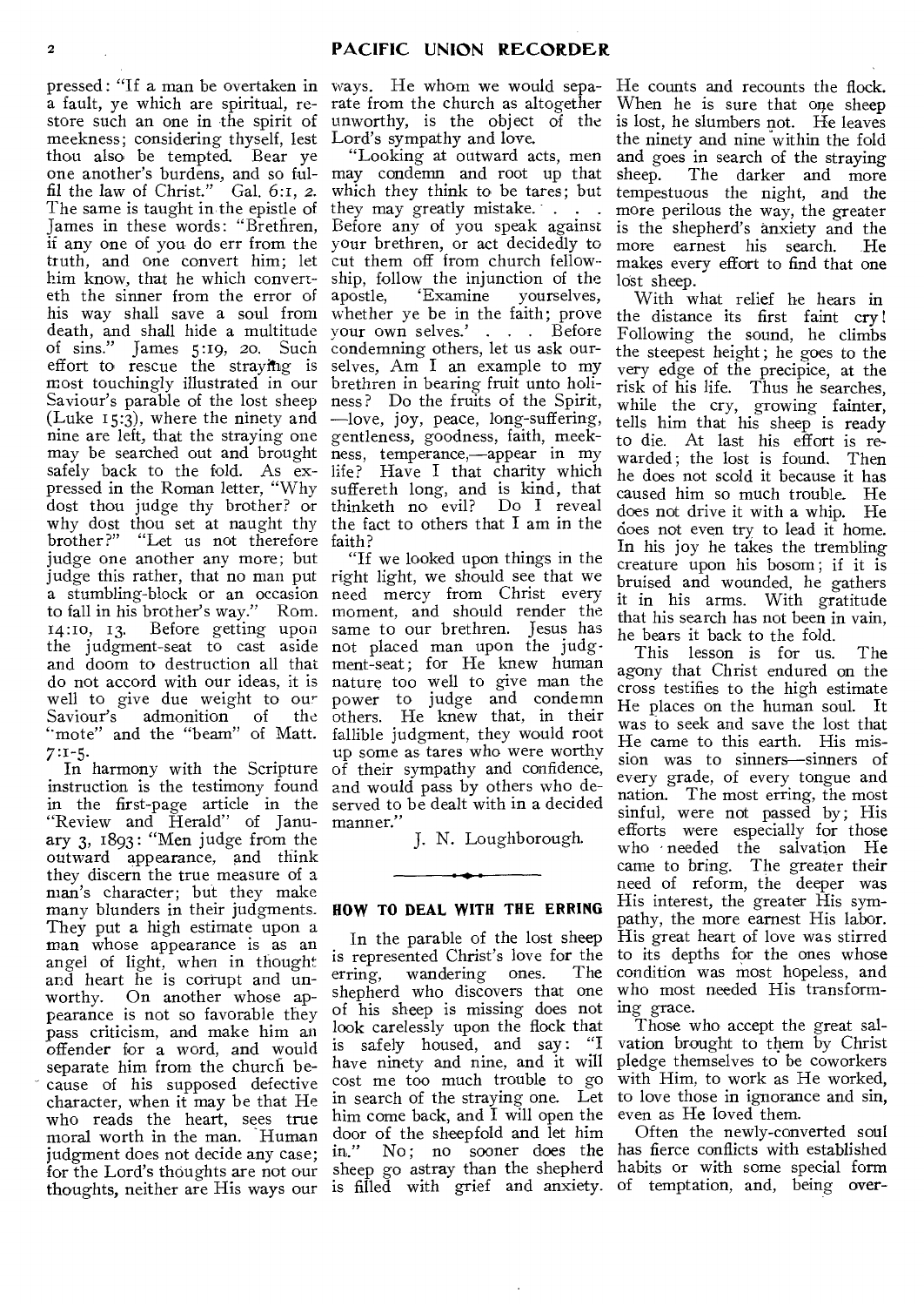pressed: "If a man be overtaken in a fault, ye which are spiritual, restore such an one in the spirit of meekness; considering thyself, lest thou also be tempted. Bear ye one another's burdens, and so fulfil the law of Christ." Gal. 6:1, 2. The same is taught in the epistle of James in these words: "Brethren, if any one of you do err from the truth, and one convert him; let him know, that he which converteth the sinner from the error of his way shall save a soul from death, and shall hide a multitude of sins." James 5:19, 20. Such effort to rescue the straying is most touchingly illustrated in our Saviour's parable of the lost sheep (Luke 15:3), where the ninety and nine are left, that the straying one may be searched out and brought safely back to the fold. As expressed in the Roman letter, "Why dost thou judge thy brother? or why dost thou set at naught thy brother?" "Let us not therefore judge one another any more; but judge this rather, that no man put a stumbling-block or an occasion to fall in his brother's way." Rom. 14:10, 13. Before getting upon the judgment-seat to cast aside and doom to destruction all that do not accord with our ideas, it is well to give due weight to our Saviour's admonition of the "mote" and the "beam" of Matt. 7:1-5.

In harmony with the Scripture instruction is the testimony found in the first-page article in the "Review and Herald" of January 3, 1893: "Men judge from the outward appearance, and think they discern the true measure of a man's character; but they make many blunders in their judgments. They put a high estimate upon a man whose appearance is as an angel of light, when in thought and heart he is corrupt and unworthy. On another whose appearance is not so favorable they pass criticism, and make him an offender for a word, and would separate him from the church because of his supposed defective character, when it may be that He who reads the heart, sees true moral worth in the man. Human judgment does not decide any case; for the Lord's thoughts are not our thoughts, neither are His ways our ways. He whom we would separate from the church as altogether unworthy, is the object of the Lord's sympathy and love.

"Looking at outward acts, men may condemn and root up that which they think to be tares; but they may greatly mistake. . . . Before any of you speak against your brethren, or act decidedly to cut them off from church fellowship, follow the injunction of the apostle, 'Examine yourselves, whether ye be in the faith; prove your own selves.' . . . Before condemning others, let us ask ourselves, Am I an example to my brethren in bearing fruit unto holiness? Do the fruits of the Spirit, —love, joy, peace, long-suffering, gentleness, goodness, faith, meekness, temperance,—appear in my life? Have I that charity which suffereth long, and is kind, that thinketh no evil? Do I reveal the fact to others that I am in the faith?

"If we looked upon things in the right light, we should see that we need mercy from Christ every moment, and should render the same to our brethren. Jesus has not placed man upon the judgment-seat; for He knew human nature too well to give man the power to judge and condemn others. He knew that, in their fallible judgment, they would root up some as tares who were worthy of their sympathy and confidence, and would pass by others who deserved to be dealt with in a decided manner."

J. N. Loughborough.

## HOW TO DEAL WITH THE ERRING

In the parable of the lost sheep is represented Christ's love for the erring, wandering ones. The shepherd who discovers that one of his sheep is missing does not look carelessly upon the flock that is safely housed, and say: "I have ninety and nine, and it will cost me too much trouble to go in search of the straying one. Let him come back, and I will open the door of the sheepfold and let him in." No; no sooner does the sheep go astray than the shepherd is filled with grief and anxiety. He counts and recounts the flock. When he is sure that one sheep is lost, he slumbers not. He leaves the ninety and nine within the fold and goes in search of the straying sheep. The darker and more tempestuous the night, and the more perilous the way, the greater is the shepherd's anxiety and the more earnest his search. He makes every effort to find that one lost sheep.

With what relief he hears in the distance its first faint cry! Following the sound, he climbs the steepest height; he goes to the very edge of the precipice, at the risk of his life. Thus he searches, while the cry, growing fainter, tells him that his sheep is ready to die. At last his effort is rewarded; the lost is found. Then he does not scold it because it has caused him so much trouble. He does not drive it with a whip. He does not even try to lead it home. In his joy he takes the trembling creature upon his bosom; if it is bruised and wounded, he gathers it in his arms. With gratitude that his search has not been in vain, he bears it back to the fold.

This lesson is for us. The agony that Christ endured on the cross testifies to the high estimate He places on the human soul. It was to seek and save the lost that He came to this earth. His mission was to sinners—sinners of every grade, of every tongue and nation. The most erring, the most sinful, were not passed by; His efforts were especially for those who needed the salvation He came to bring. The greater their need of reform, the deeper was His interest, the greater His sympathy, the more earnest His labor. His great heart of love was stirred to its depths for the ones whose condition was most hopeless, and who most needed His transforming grace.

Those who accept the great salvation brought to them by Christ pledge themselves to be coworkers with Him, to work as He worked, to love those in ignorance and sin, even as He loved them.

Often the newly-converted soul has fierce conflicts with established habits or with some special form of temptation, and, being over-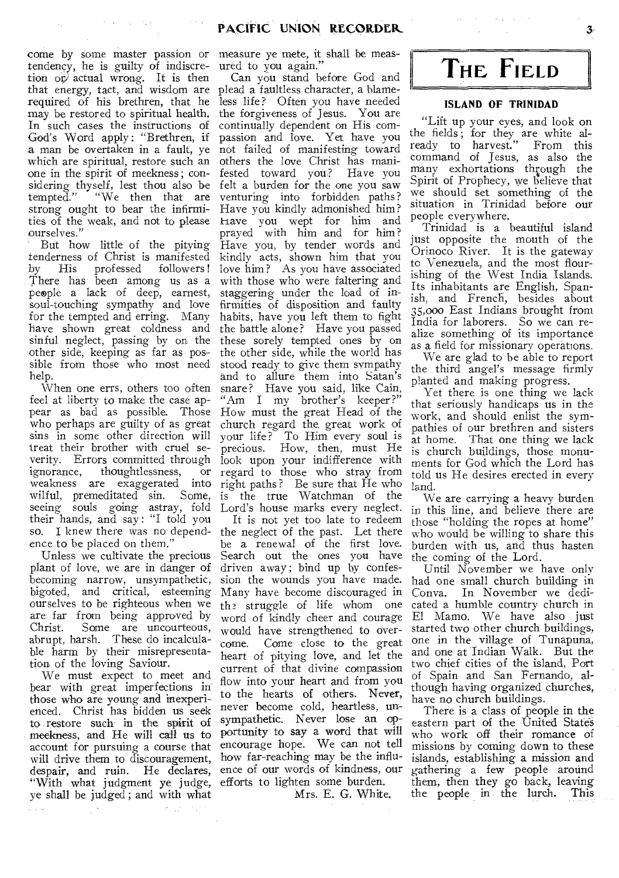come by some master passion or tendency, he is guilty of indiscretion or actual wrong. It is then that energy, tact, and wisdom are required of his brethren, that he may be restored to spiritual health. In such cases the instructions of God's Word apply: "Brethren, if a man be overtaken in a fault, ye which are spiritual, restore such an one in the spirit of meekness; considering thyself, lest thou also be tempted." "We then that are strong ought to bear the infirmities of the weak, and not to please ourselves."

But how little of the pitying tenderness of Christ is manifested by His professed followers! There has been among us as a people a lack of deep, earnest, soul-touching sympathy and love for the tempted and erring. Many have shown great coldness and sinful neglect, passing by on the other side, keeping as far as possible from those who most need help.

When one errs, others too often feel at liberty to make the case appear as bad as possible. Those who perhaps are guilty of as great sins in some other direction will treat their brother with cruel severity. Errors committed through ignorance, thoughtlessness, or weakness are exaggerated into wilful, premeditated sin. Some, seeing souls going astray, fold their hands, and say: "I told you so. I knew there was no dependence to be placed on them."

Unless we cultivate the precious plant of love, we are in danger of becoming narrow, unsympathetic, bigoted, and critical, esteeming ourselves to be righteous when we are far from being approved by Christ. Some are uncourteous, abrupt, harsh. These do incalculable harm by their misrepresentation of the loving Saviour.

We must expect to meet and bear with great imperfections in those who are young and inexperienced. Christ has bidden us seek to restore such in the spirit of meekness, and He will call us to account for pursuing a course that will drive them to discouragement, despair, and ruin. He declares, "With what judgment ye judge, ye shall be judged; and with what measure ye mete, it shall be measured to you again."

Can you stand before God and plead a faultless character, a blameless life? Often you have needed the forgiveness of Jesus. You are continually dependent on His compassion and love. Yet have you not failed of manifesting toward others the love Christ has manifested toward you? Have you felt a burden for the one you saw venturing into forbidden paths? Have you kindly admonished him? Have you wept for him and prayed with him and for him? Have you, by tender words and kindly acts, shown him that you love him? As you have associated with those who were faltering and staggering under the load of infirmities of disposition and faulty habits, have you left them to fight the battle alone? Have you passed these sorely tempted ones by on the other side, while the world has stood ready to give them sympathy and to allure them into Satan's snare? Have you said, like Cain, "Am I my brother's keeper?" How must the great Head of the church regard the great work of your life? To Him every soul is precious. How, then, must He look upon your indifference with regard to those who stray from right paths? Be sure that He who is the true Watchman of the Lord's house marks every neglect.

It is not yet too late to redeem the neglect of the past. Let there be a renewal of the first love. Search out the ones you have driven away; bind up by confession the wounds you have made. Many have become discouraged in the struggle of life whom one word of kindly cheer and courage would have strengthened to overcome. Come close to the great heart of pitying love, and let the current of that divine compassion flow into your heart and from you to the hearts of others. Never, never become cold, heartless, unsympathetic. Never lose an opportunity to say a word that will encourage hope. We can not tell how far-reaching may be the influence of our words of kindness, our efforts to lighten some burden.

Mrs. E. G. White.

# THE FIELD

## ISLAND OF TRINIDAD

"Lift up your eyes, and look on the fields; for they are white already to harvest." From this command of Jesus, as also the many exhortations through the Spirit of Prophecy, we believe that we should set something of the situation in Trinidad before our people everywhere.

Trinidad is a beautiful island just opposite the mouth of the Orinoco River. It is the gateway to Venezuela, and the most flourishing of the West India Islands. Its inhabitants are English, Spanish, and French, besides about 35,000 East Indians brought from India for laborers. So we can realize something of its importance as a field for missionary operations.

We are glad to be able to report the third angel's message firmly planted and making progress.

Yet there is one thing we lack that seriously handicaps us in the work, and should enlist the sympathies of our brethren and sisters at home. That one thing we lack is church buildings, those monuments for God which the Lord has told us He desires erected in every land.

We are carrying a heavy burden in this line, and believe there are those "holding the ropes at home" who would be willing to share this burden with us, and thus hasten the coming of the Lord.

Until November we have only had one small church building in Conva. In November we dedicated a humble country church in El Mamo. We have also just started two other church buildings, one in the village of Tunapuna, and one at Indian Walk. But the two chief cities of the island, Port of Spain and San Fernando, although having organized churches, have no church buildings.

There is a class of people in the eastern part of the United States who work off their romance of missions by coming down to these islands, establishing a mission and gathering a few people around them, then they go back, leaving the people in the lurch. This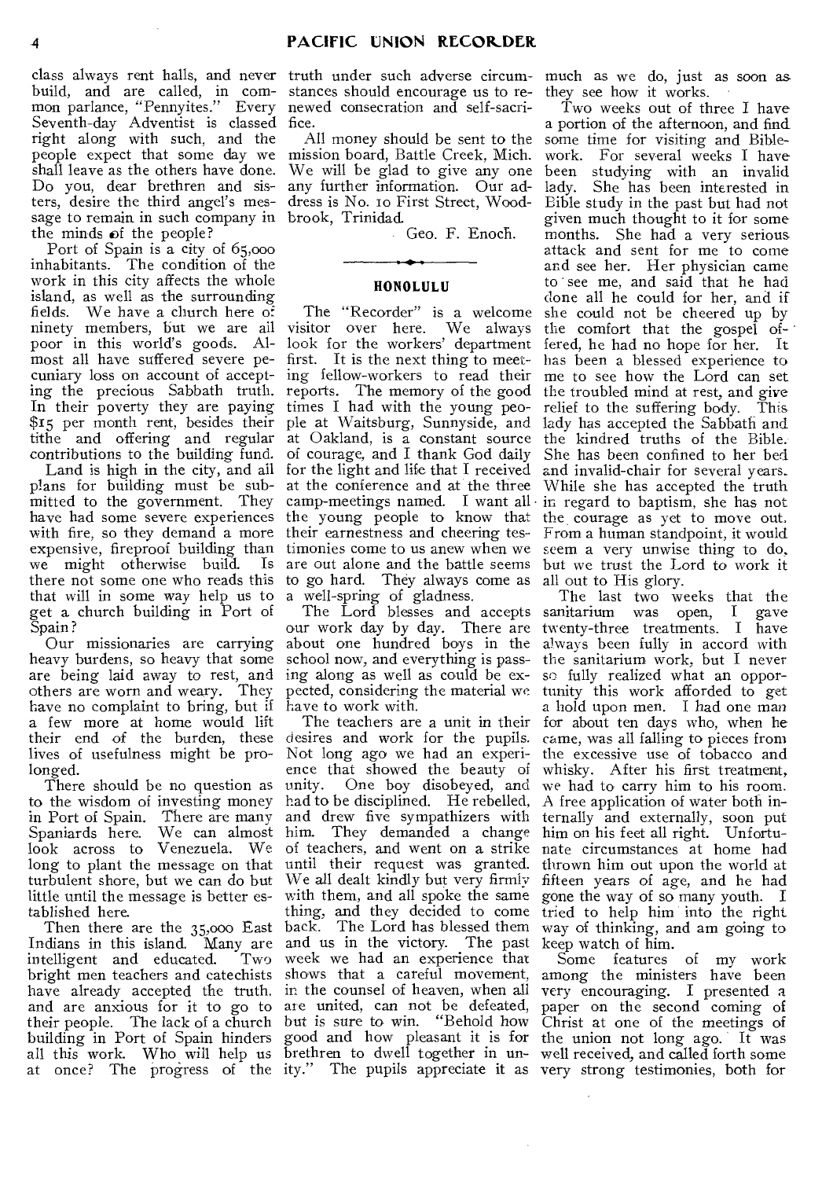class always rent halls, and never build, and are called, in common parlance, "Pennyites." Every Seventh-day Adventist is classed right along with such, and the people expect that some day we shall leave as the others have done. Do you, dear brethren and sisters, desire the third angel's message to remain in such company in the minds of the people?

Port of Spain is a city of 65,000 inhabitants. The condition of the work in this city affects the whole island, as well as the surrounding fields. We have a church here of ninety members, but we are all poor in this world's goods. Almost all have suffered severe pecuniary loss on account of accepting the precious Sabbath truth. In their poverty they are paying $15 per month rent, besides their tithe and offering and regular contributions to the building fund.

Land is high in the city, and all plans for building must be submitted to the government. They have had some severe experiences with fire, so they demand a more expensive, fireproof building than we might otherwise build. Is there not some one who reads this that will in some way help us to get a church building in Port of Spain?

Our missionaries are carrying heavy burdens, so heavy that some are being laid away to rest, and others are worn and weary. They have no complaint to bring, but if a few more at home would lift their end of the burden, these lives of usefulness might be prolonged.

There should be no question as to the wisdom of investing money in Port of Spain. There are many Spaniards here. We can almost look across to Venezuela. We long to plant the message on that turbulent shore, but we can do but little until the message is better established here.

Then there are the 35,000 East Indians in this island. Many are intelligent and educated. Two bright men teachers and catechists have already accepted the truth, and are anxious for it to go to their people. The lack of a church building in Port of Spain hinders all this work. Who will help us at once? The progress of the truth under such adverse circumstances should encourage us to renewed consecration and self-sacrifice.

All money should be sent to the mission board, Battle Creek, Mich. We will be glad to give any one any further information. Our address is No. 10 First Street, Woodbrook, Trinidad.

Geo. F. Enoch.

## HONOLULU

The "Recorder" is a welcome visitor over here. We always look for the workers' department first. It is the next thing to meeting fellow-workers to read their reports. The memory of the good times I had with the young people at Waitsburg, Sunnyside, and at Oakland, is a constant source of courage, and I thank God daily for the light and life that I received at the conference and at the three camp-meetings named. I want all the young people to know that their earnestness and cheering testimonies come to us anew when we are out alone and the battle seems to go hard. They always come as a well-spring of gladness.

The Lord blesses and accepts our work day by day. There are about one hundred boys in the school now, and everything is passing along as well as could be expected, considering the material we have to work with.

The teachers are a unit in their desires and work for the pupils. Not long ago we had an experience that showed the beauty of unity. One boy disobeyed, and had to be disciplined. He rebelled, and drew five sympathizers with him. They demanded a change of teachers, and went on a strike until their request was granted. We all dealt kindly but very firmly with them, and all spoke the same thing, and they decided to come back. The Lord has blessed them and us in the victory. The past week we had an experience that shows that a careful movement, in the counsel of heaven, when all are united, can not be defeated, but is sure to win. "Behold how good and how pleasant it is for brethren to dwell together in unity." The pupils appreciate it as much as we do, just as soon as they see how it works.

Two weeks out of three I have a portion of the afternoon, and find some time for visiting and Bible-work. For several weeks I have been studying with an invalid lady. She has been interested in Bible study in the past but had not given much thought to it for some months. She had a very serious attack and sent for me to come and see her. Her physician came to see me, and said that he had done all he could for her, and if she could not be cheered up by the comfort that the gospel offered, he had no hope for her. It has been a blessed experience to me to see how the Lord can set the troubled mind at rest, and give relief to the suffering body. This lady has accepted the Sabbath and the kindred truths of the Bible. She has been confined to her bed and invalid-chair for several years. While she has accepted the truth in regard to baptism, she has not the courage as yet to move out. From a human standpoint, it would seem a very unwise thing to do, but we trust the Lord to work it all out to His glory.

The last two weeks that the sanitarium was open, I gave twenty-three treatments. I have always been fully in accord with the sanitarium work, but I never so fully realized what an opportunity this work afforded to get a hold upon men. I had one man for about ten days who, when he came, was all falling to pieces from the excessive use of tobacco and whisky. After his first treatment, we had to carry him to his room. A free application of water both internally and externally, soon put him on his feet all right. Unfortunate circumstances at home had thrown him out upon the world at fifteen years of age, and he had gone the way of so many youth. I tried to help him into the right way of thinking, and am going to keep watch of him.

Some features of my work among the ministers have been very encouraging. I presented a paper on the second coming of Christ at one of the meetings of the union not long ago. It was well received, and called forth some very strong testimonies, both for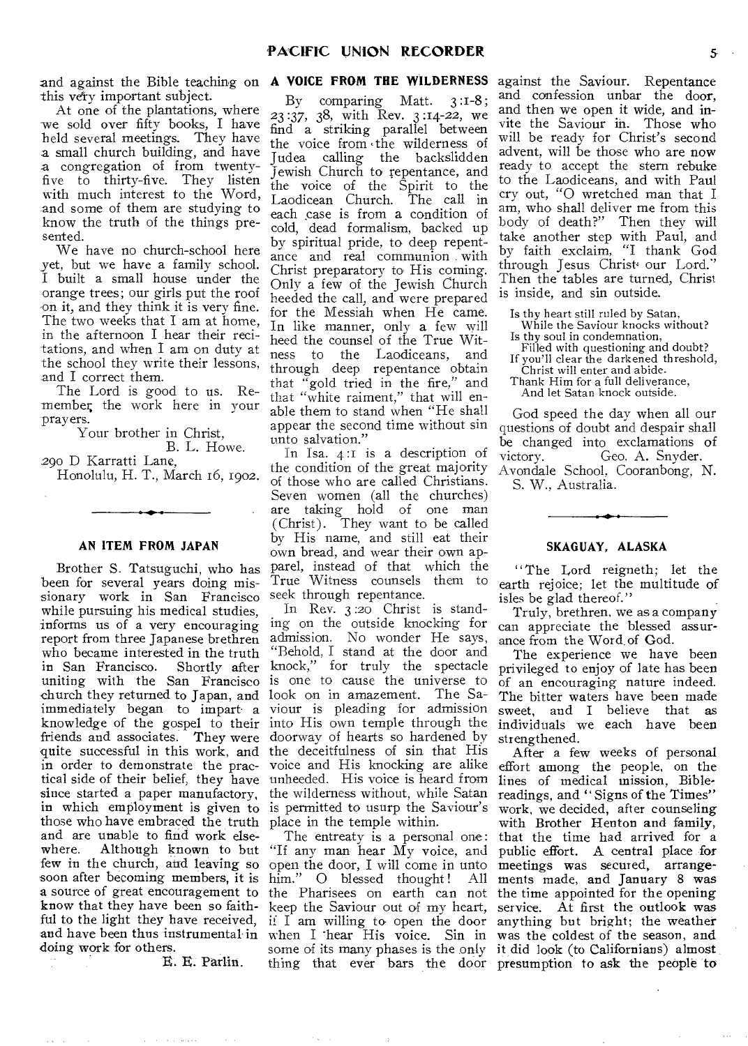and against the Bible teaching on this very important subject.

At one of the plantations, where we sold over fifty books, I have held several meetings. They have a small church building, and have a congregation of from twenty-five to thirty-five. They listen with much interest to the Word, and some of them are studying to know the truth of the things presented.

We have no church-school here yet, but we have a family school. I built a small house under the orange trees; our girls put the roof on it, and they think it is very fine. The two weeks that I am at home, in the afternoon I hear their recitations, and when I am on duty at the school they write their lessons, and I correct them.

The Lord is good to us. Remember the work here in your prayers.

Your brother in Christ,
B. L. Howe.

290 D Karratti Lane,
Honolulu, H. T., March 16, 1902.

---

## AN ITEM FROM JAPAN

Brother S. Tatsuguchi, who has been for several years doing missionary work in San Francisco while pursuing his medical studies, informs us of a very encouraging report from three Japanese brethren who became interested in the truth in San Francisco. Shortly after uniting with the San Francisco church they returned to Japan, and immediately began to impart a knowledge of the gospel to their friends and associates. They were quite successful in this work, and in order to demonstrate the practical side of their belief, they have since started a paper manufactory, in which employment is given to those who have embraced the truth and are unable to find work elsewhere. Although known to but few in the church, and leaving so soon after becoming members, it is a source of great encouragement to know that they have been so faithful to the light they have received, and have been thus instrumental in doing work for others.

E. E. Parlin.

## A VOICE FROM THE WILDERNESS

By comparing Matt. 3:1-8; 23:37, 38, with Rev. 3:14-22, we find a striking parallel between the voice from the wilderness of Judea calling the backslidden Jewish Church to repentance, and the voice of the Spirit to the Laodicean Church. The call in each case is from a condition of cold, dead formalism, backed up by spiritual pride, to deep repentance and real communion with Christ preparatory to His coming. Only a few of the Jewish Church heeded the call, and were prepared for the Messiah when He came. In like manner, only a few will heed the counsel of the True Witness to the Laodiceans, and through deep repentance obtain that "gold tried in the fire," and that "white raiment," that will enable them to stand when "He shall appear the second time without sin unto salvation."

In Isa. 4:1 is a description of the condition of the great majority of those who are called Christians. Seven women (all the churches) are taking hold of one man (Christ). They want to be called by His name, and still eat their own bread, and wear their own apparel, instead of that which the True Witness counsels them to seek through repentance.

In Rev. 3:20 Christ is standing on the outside knocking for admission. No wonder He says, "Behold, I stand at the door and knock," for truly the spectacle is one to cause the universe to look on in amazement. The Saviour is pleading for admission into His own temple through the doorway of hearts so hardened by the deceitfulness of sin that His voice and His knocking are alike unheeded. His voice is heard from the wilderness without, while Satan is permitted to usurp the Saviour's place in the temple within.

The entreaty is a personal one: "If any man hear My voice, and open the door, I will come in unto him." O blessed thought! All the Pharisees on earth can not keep the Saviour out of my heart, if I am willing to open the door when I hear His voice. Sin in some of its many phases is the only thing that ever bars the door against the Saviour. Repentance and confession unbar the door, and then we open it wide, and invite the Saviour in. Those who will be ready for Christ's second advent, will be those who are now ready to accept the stern rebuke to the Laodiceans, and with Paul cry out, "O wretched man that I am, who shall deliver me from this body of death?" Then they will take another step with Paul, and by faith exclaim, "I thank God through Jesus Christ our Lord." Then the tables are turned, Christ is inside, and sin outside.

Is thy heart still ruled by Satan,
While the Saviour knocks without?
Is thy soul in condemnation,
Filled with questioning and doubt?
If you'll clear the darkened threshold,
Christ will enter and abide.
Thank Him for a full deliverance,
And let Satan knock outside.

God speed the day when all our questions of doubt and despair shall be changed into exclamations of victory.

Geo. A. Snyder.

Avondale School, Cooranbong, N. S. W., Australia.

---

## SKAGUAY, ALASKA

"The Lord reigneth; let the earth rejoice; let the multitude of isles be glad thereof."

Truly, brethren, we as a company can appreciate the blessed assurance from the Word of God.

The experience we have been privileged to enjoy of late has been of an encouraging nature indeed. The bitter waters have been made sweet, and I believe that as individuals we each have been strengthened.

After a few weeks of personal effort among the people, on the lines of medical mission, Bible-readings, and "Signs of the Times" work, we decided, after counseling with Brother Henton and family, that the time had arrived for a public effort. A central place for meetings was secured, arrangements made, and January 8 was the time appointed for the opening service. At first the outlook was anything but bright; the weather was the coldest of the season, and it did look (to Californians) almost presumption to ask the people to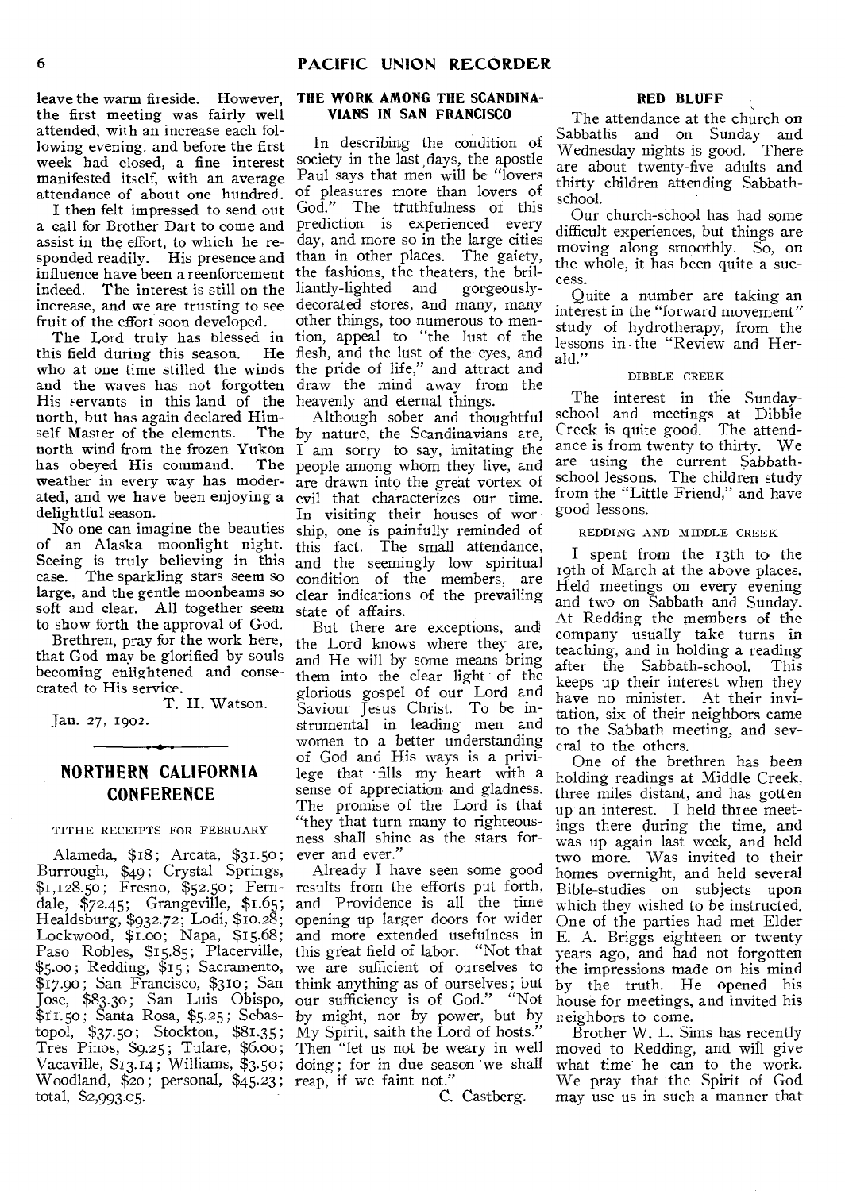leave the warm fireside. However, the first meeting was fairly well attended, with an increase each following evening, and before the first week had closed, a fine interest manifested itself, with an average attendance of about one hundred.

I then felt impressed to send out a call for Brother Dart to come and assist in the effort, to which he responded readily. His presence and influence have been a reenforcement indeed. The interest is still on the increase, and we are trusting to see fruit of the effort soon developed.

The Lord truly has blessed in this field during this season. He who at one time stilled the winds and the waves has not forgotten His servants in this land of the north, but has again declared Himself Master of the elements. The north wind from the frozen Yukon has obeyed His command. The weather in every way has moderated, and we have been enjoying a delightful season.

No one can imagine the beauties of an Alaska moonlight night. Seeing is truly believing in this case. The sparkling stars seem so large, and the gentle moonbeams so soft and clear. All together seem to show forth the approval of God.

Brethren, pray for the work here, that God may be glorified by souls becoming enlightened and consecrated to His service.

T. H. Watson.

Jan. 27, 1902.

## NORTHERN CALIFORNIA CONFERENCE

TITHE RECEIPTS FOR FEBRUARY

Alameda, $18; Arcata, $31.50; Burrough, $49; Crystal Springs, $1,128.50; Fresno, $52.50; Ferndale, $72.45; Grangeville, $1.65; Healdsburg, $932.72; Lodi, $10.28; Lockwood, $1.00; Napa, $15.68; Paso Robles, $15.85; Placerville, $5.00; Redding, $15; Sacramento, $17.90; San Francisco, $310; San Jose, $83.30; San Luis Obispo, $11.50; Santa Rosa, $5.25; Sebastopol, $37.50; Stockton, $81.35; Tres Pinos, $9.25; Tulare, $6.00; Vacaville, $13.14; Williams, $3.50; Woodland, $20; personal, $45.23; total, $2,993.05.

### THE WORK AMONG THE SCANDINAVIANS IN SAN FRANCISCO

In describing the condition of society in the last days, the apostle Paul says that men will be "lovers of pleasures more than lovers of God." The truthfulness of this prediction is experienced every day, and more so in the large cities than in other places. The gaiety, the fashions, the theaters, the brilliantly-lighted and gorgeously-decorated stores, and many, many other things, too numerous to mention, appeal to "the lust of the flesh, and the lust of the eyes, and the pride of life," and attract and draw the mind away from the heavenly and eternal things.

Although sober and thoughtful by nature, the Scandinavians are, I am sorry to say, imitating the people among whom they live, and are drawn into the great vortex of evil that characterizes our time. In visiting their houses of worship, one is painfully reminded of this fact. The small attendance, and the seemingly low spiritual condition of the members, are clear indications of the prevailing state of affairs.

But there are exceptions, and the Lord knows where they are, and He will by some means bring them into the clear light of the glorious gospel of our Lord and Saviour Jesus Christ. To be instrumental in leading men and women to a better understanding of God and His ways is a privilege that fills my heart with a sense of appreciation and gladness. The promise of the Lord is that "they that turn many to righteousness shall shine as the stars forever and ever."

Already I have seen some good results from the efforts put forth, and Providence is all the time opening up larger doors for wider and more extended usefulness in this great field of labor. "Not that we are sufficient of ourselves to think anything as of ourselves; but our sufficiency is of God." "Not by might, nor by power, but by My Spirit, saith the Lord of hosts." Then "let us not be weary in well doing; for in due season we shall reap, if we faint not."

C. Castberg.

### RED BLUFF

The attendance at the church on Sabbaths and on Sunday and Wednesday nights is good. There are about twenty-five adults and thirty children attending Sabbath-school.

Our church-school has had some difficult experiences, but things are moving along smoothly. So, on the whole, it has been quite a success.

Quite a number are taking an interest in the "forward movement" study of hydrotherapy, from the lessons in the "Review and Herald."

DIBBLE CREEK

The interest in the Sunday-school and meetings at Dibble Creek is quite good. The attendance is from twenty to thirty. We are using the current Sabbath-school lessons. The children study from the "Little Friend," and have good lessons.

REDDING AND MIDDLE CREEK

I spent from the 13th to the 19th of March at the above places. Held meetings on every evening and two on Sabbath and Sunday. At Redding the members of the company usually take turns in teaching, and in holding a reading after the Sabbath-school. This keeps up their interest when they have no minister. At their invitation, six of their neighbors came to the Sabbath meeting, and several to the others.

One of the brethren has been holding readings at Middle Creek, three miles distant, and has gotten up an interest. I held three meetings there during the time, and was up again last week, and held two more. Was invited to their homes overnight, and held several Bible-studies on subjects upon which they wished to be instructed. One of the parties had met Elder E. A. Briggs eighteen or twenty years ago, and had not forgotten the impressions made on his mind by the truth. He opened his house for meetings, and invited his neighbors to come.

Brother W. L. Sims has recently moved to Redding, and will give what time he can to the work. We pray that the Spirit of God may use us in such a manner that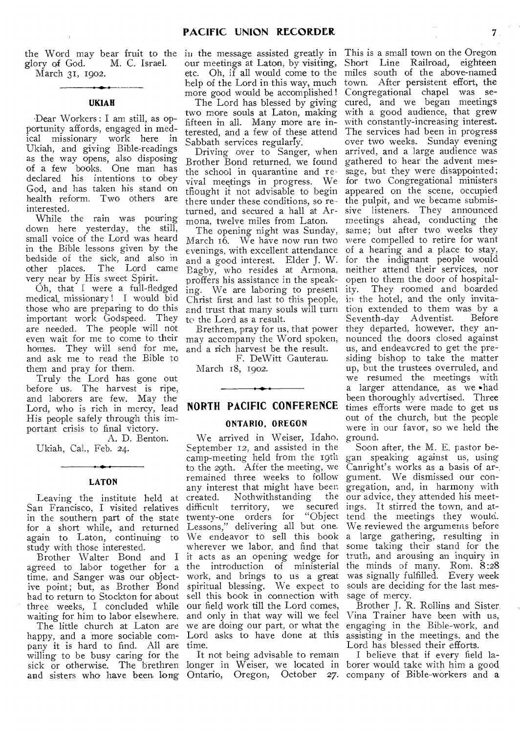the Word may bear fruit to the glory of God. M. C. Israel.

March 31, 1902.

### UKIAH

Dear Workers: I am still, as opportunity affords, engaged in medical missionary work here in Ukiah, and giving Bible-readings as the way opens, also disposing of a few books. One man has declared his intentions to obey God, and has taken his stand on health reform. Two others are interested.

While the rain was pouring down here yesterday, the still, small voice of the Lord was heard in the Bible lessons given by the bedside of the sick, and also in other places. The Lord came very near by His sweet Spirit.

Oh, that I were a full-fledged medical missionary! I would bid those who are preparing to do this important work Godspeed. They are needed. The people will not even wait for me to come to their homes. They will send for me, and ask me to read the Bible to them and pray for them.

Truly the Lord has gone out before us. The harvest is ripe, and laborers are few. May the Lord, who is rich in mercy, lead His people safely through this important crisis to final victory.

A. D. Benton.

Ukiah, Cal., Feb. 24.

### LATON

Leaving the institute held at San Francisco, I visited relatives in the southern part of the state for a short while, and returned again to Laton, continuing to study with those interested.

Brother Walter Bond and I agreed to labor together for a time, and Sanger was our objective point; but, as Brother Bond had to return to Stockton for about three weeks, I concluded while waiting for him to labor elsewhere.

The little church at Laton are happy, and a more sociable company it is hard to find. All are willing to be busy caring for the sick or otherwise. The brethren and sisters who have been long in the message assisted greatly in our meetings at Laton, by visiting, etc. Oh, if all would come to the help of the Lord in this way, much more good would be accomplished!

The Lord has blessed by giving two more souls at Laton, making fifteen in all. Many more are interested, and a few of these attend Sabbath services regularly.

Driving over to Sanger, when Brother Bond returned, we found the school in quarantine and revival meetings in progress. We thought it not advisable to begin there under these conditions, so returned, and secured a hall at Armona, twelve miles from Laton.

The opening night was Sunday, March 16. We have now run two evenings, with excellent attendance and a good interest. Elder J. W. Bagby, who resides at Armona, proffers his assistance in the speaking. We are laboring to present Christ first and last to this people, and trust that many souls will turn to the Lord as a result.

Brethren, pray for us, that power may accompany the Word spoken, and a rich harvest be the result.

F. DeWitt Gauterau.

March 18, 1902.

## NORTH PACIFIC CONFERENCE

### ONTARIO, OREGON

We arrived in Weiser, Idaho, September 12, and assisted in the camp-meeting held from the 19th to the 29th. After the meeting, we remained three weeks to follow any interest that might have been created. Nothwithstanding the difficult territory, we secured twenty-one orders for "Object Lessons," delivering all but one. We endeavor to sell this book wherever we labor, and find that it acts as an opening wedge for the introduction of ministerial work, and brings to us a great spiritual blessing. We expect to sell this book in connection with our field work till the Lord comes, and only in that way will we feel we are doing our part, or what the Lord asks to have done at this time.

It not being advisable to remain longer in Weiser, we located in Ontario, Oregon, October 27. This is a small town on the Oregon Short Line Railroad, eighteen miles south of the above-named town. After persistent effort, the Congregational chapel was secured, and we began meetings with a good audience, that grew with constantly-increasing interest. The services had been in progress over two weeks. Sunday evening arrived, and a large audience was gathered to hear the advent message, but they were disappointed; for two Congregational ministers appeared on the scene, occupied the pulpit, and we became submissive listeners. They announced meetings ahead, conducting the same; but after two weeks they were compelled to retire for want of a hearing and a place to stay, for the indignant people would neither attend their services, nor open to them the door of hospitality. They roomed and boarded in the hotel, and the only invitation extended to them was by a Seventh-day Adventist. Before they departed, however, they announced the doors closed against us, and endeavored to get the presiding bishop to take the matter up, but the trustees overruled, and we resumed the meetings with a larger attendance, as we had been thoroughly advertised. Three times efforts were made to get us out of the church, but the people were in our favor, so we held the ground.

Soon after, the M. E. pastor began speaking against us, using Canright's works as a basis of argument. We dismissed our congregation, and, in harmony with our advice, they attended his meetings. It stirred the town, and attend the meetings they would. We reviewed the arguments before a large gathering, resulting in some taking their stand for the truth, and arousing an inquiry in the minds of many. Rom. 8:28 was signally fulfilled. Every week souls are deciding for the last message of mercy.

Brother J. R. Rollins and Sister Vina Trainer have been with us, engaging in the Bible-work, and assisting in the meetings, and the Lord has blessed their efforts.

I believe that if every field laborer would take with him a good company of Bible-workers and a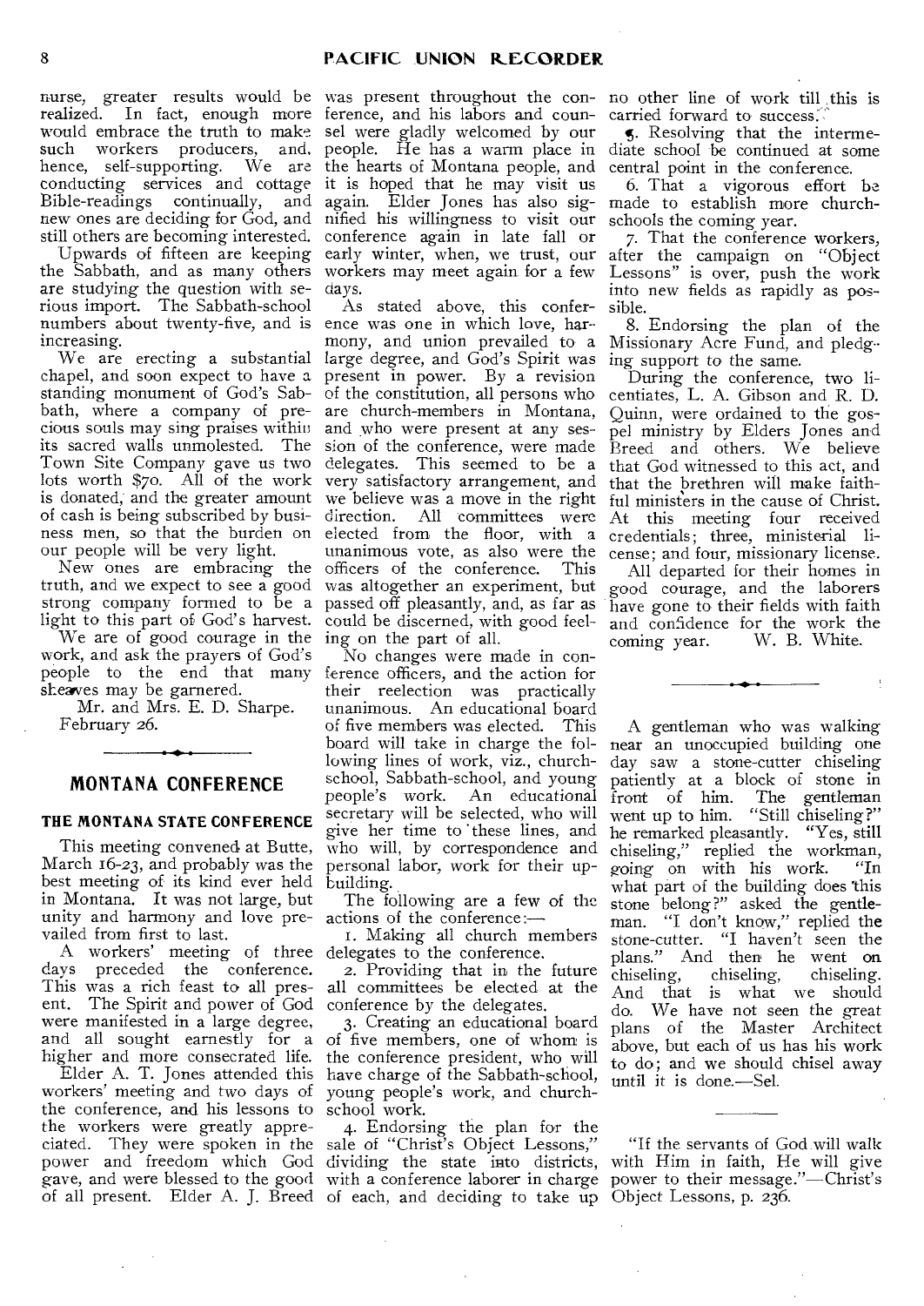nurse, greater results would be realized. In fact, enough more would embrace the truth to make such workers producers, and, hence, self-supporting. We are conducting services and cottage Bible-readings continually, and new ones are deciding for God, and still others are becoming interested.

Upwards of fifteen are keeping the Sabbath, and as many others are studying the question with serious import. The Sabbath-school numbers about twenty-five, and is increasing.

We are erecting a substantial chapel, and soon expect to have a standing monument of God's Sabbath, where a company of precious souls may sing praises within its sacred walls unmolested. The Town Site Company gave us two lots worth $70. All of the work is donated, and the greater amount of cash is being subscribed by business men, so that the burden on our people will be very light.

New ones are embracing the truth, and we expect to see a good strong company formed to be a light to this part of God's harvest.

We are of good courage in the work, and ask the prayers of God's people to the end that many sheaves may be garnered.

Mr. and Mrs. E. D. Sharpe.

February 26.

## MONTANA CONFERENCE

### THE MONTANA STATE CONFERENCE

This meeting convened at Butte, March 16-23, and probably was the best meeting of its kind ever held in Montana. It was not large, but unity and harmony and love prevailed from first to last.

A workers' meeting of three days preceded the conference. This was a rich feast to all present. The Spirit and power of God were manifested in a large degree, and all sought earnestly for a higher and more consecrated life.

Elder A. T. Jones attended this workers' meeting and two days of the conference, and his lessons to the workers were greatly appreciated. They were spoken in the power and freedom which God gave, and were blessed to the good of all present. Elder A. J. Breed was present throughout the conference, and his labors and counsel were gladly welcomed by our people. He has a warm place in the hearts of Montana people, and it is hoped that he may visit us again. Elder Jones has also signified his willingness to visit our conference again in late fall or early winter, when, we trust, our workers may meet again for a few days.

As stated above, this conference was one in which love, harmony, and union prevailed to a large degree, and God's Spirit was present in power. By a revision of the constitution, all persons who are church-members in Montana, and who were present at any session of the conference, were made delegates. This seemed to be a very satisfactory arrangement, and we believe was a move in the right direction. All committees were elected from the floor, with a unanimous vote, as also were the officers of the conference. This was altogether an experiment, but passed off pleasantly, and, as far as could be discerned, with good feeling on the part of all.

No changes were made in conference officers, and the action for their reelection was practically unanimous. An educational board of five members was elected. This board will take in charge the following lines of work, viz., church-school, Sabbath-school, and young people's work. An educational secretary will be selected, who will give her time to these lines, and who will, by correspondence and personal labor, work for their upbuilding.

The following are a few of the actions of the conference:—

1. Making all church members delegates to the conference.
2. Providing that in the future all committees be elected at the conference by the delegates.
3. Creating an educational board of five members, one of whom is the conference president, who will have charge of the Sabbath-school, young people's work, and church-school work.
4. Endorsing the plan for the sale of "Christ's Object Lessons," dividing the state into districts, with a conference laborer in charge of each, and deciding to take up no other line of work till this is carried forward to success.
5. Resolving that the intermediate school be continued at some central point in the conference.
6. That a vigorous effort be made to establish more church-schools the coming year.
7. That the conference workers, after the campaign on "Object Lessons" is over, push the work into new fields as rapidly as possible.
8. Endorsing the plan of the Missionary Acre Fund, and pledging support to the same.

During the conference, two licentiates, L. A. Gibson and R. D. Quinn, were ordained to the gospel ministry by Elders Jones and Breed and others. We believe that God witnessed to this act, and that the brethren will make faithful ministers in the cause of Christ. At this meeting four received credentials; three, ministerial license; and four, missionary license.

All departed for their homes in good courage, and the laborers have gone to their fields with faith and confidence for the work the coming year. W. B. White.

---

A gentleman who was walking near an unoccupied building one day saw a stone-cutter chiseling patiently at a block of stone in front of him. The gentleman went up to him. "Still chiseling?" he remarked pleasantly. "Yes, still chiseling," replied the workman, going on with his work. "In what part of the building does this stone belong?" asked the gentleman. "I don't know," replied the stone-cutter. "I haven't seen the plans." And then he went on chiseling, chiseling, chiseling. And that is what we should do. We have not seen the great plans of the Master Architect above, but each of us has his work to do; and we should chisel away until it is done.—Sel.

---

"If the servants of God will walk with Him in faith, He will give power to their message."—Christ's Object Lessons, p. 236.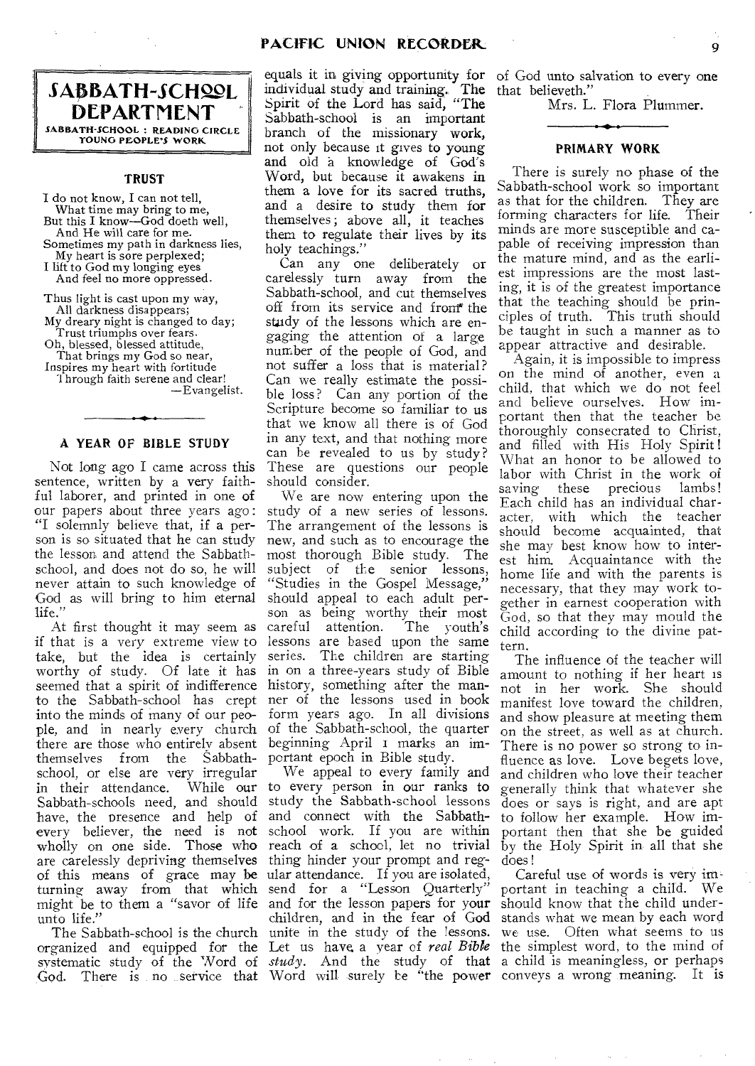# SABBATH-SCHOOL DEPARTMENT

SABBATH-SCHOOL : READING CIRCLE
YOUNG PEOPLE'S WORK

### TRUST

I do not know, I can not tell,
What time may bring to me,
But this I know—God doeth well,
And He will care for me.
Sometimes my path in darkness lies,
My heart is sore perplexed;
I lift to God my longing eyes
And feel no more oppressed.

Thus light is cast upon my way,
All darkness disappears;
My dreary night is changed to day;
Trust triumphs over fears.
Oh, blessed, blessed attitude,
That brings my God so near,
Inspires my heart with fortitude
Through faith serene and clear!

—Evangelist.

### A YEAR OF BIBLE STUDY

Not long ago I came across this sentence, written by a very faithful laborer, and printed in one of our papers about three years ago: "I solemnly believe that, if a person is so situated that he can study the lesson and attend the Sabbath-school, and does not do so, he will never attain to such knowledge of God as will bring to him eternal life."

At first thought it may seem as if that is a very extreme view to take, but the idea is certainly worthy of study. Of late it has seemed that a spirit of indifference to the Sabbath-school has crept into the minds of many of our people, and in nearly every church there are those who entirely absent themselves from the Sabbath-school, or else are very irregular in their attendance. While our Sabbath-schools need, and should have, the presence and help of every believer, the need is not wholly on one side. Those who are carelessly depriving themselves of this means of grace may be turning away from that which might be to them a "savor of life unto life."

The Sabbath-school is the church organized and equipped for the systematic study of the Word of God. There is no service that equals it in giving opportunity for individual study and training. The Spirit of the Lord has said, "The Sabbath-school is an important branch of the missionary work, not only because it gives to young and old a knowledge of God's Word, but because it awakens in them a love for its sacred truths, and a desire to study them for themselves; above all, it teaches them to regulate their lives by its holy teachings."

Can any one deliberately or carelessly turn away from the Sabbath-school, and cut themselves off from its service and from the study of the lessons which are engaging the attention of a large number of the people of God, and not suffer a loss that is material? Can we really estimate the possible loss? Can any portion of the Scripture become so familiar to us that we know all there is of God in any text, and that nothing more can be revealed to us by study? These are questions our people should consider.

We are now entering upon the study of a new series of lessons. The arrangement of the lessons is new, and such as to encourage the most thorough Bible study. The subject of the senior lessons, "Studies in the Gospel Message," should appeal to each adult person as being worthy their most careful attention. The youth's lessons are based upon the same series. The children are starting in on a three-years study of Bible history, something after the manner of the lessons used in book form years ago. In all divisions of the Sabbath-school, the quarter beginning April 1 marks an important epoch in Bible study.

We appeal to every family and to every person in our ranks to study the Sabbath-school lessons and connect with the Sabbath-school work. If you are within reach of a school, let no trivial thing hinder your prompt and regular attendance. If you are isolated, send for a "Lesson Quarterly" and for the lesson papers for your children, and in the fear of God unite in the study of the lessons. Let us have a year of *real Bible study*. And the study of that Word will surely be "the power of God unto salvation to every one that believeth."

Mrs. L. Flora Plummer.

### PRIMARY WORK

There is surely no phase of the Sabbath-school work so important as that for the children. They are forming characters for life. Their minds are more susceptible and capable of receiving impression than the mature mind, and as the earliest impressions are the most lasting, it is of the greatest importance that the teaching should be principles of truth. This truth should be taught in such a manner as to appear attractive and desirable.

Again, it is impossible to impress on the mind of another, even a child, that which we do not feel and believe ourselves. How important then that the teacher be thoroughly consecrated to Christ, and filled with His Holy Spirit! What an honor to be allowed to labor with Christ in the work of saving these precious lambs! Each child has an individual character, with which the teacher should become acquainted, that she may best know how to interest him. Acquaintance with the home life and with the parents is necessary, that they may work together in earnest cooperation with God, so that they may mould the child according to the divine pattern.

The influence of the teacher will amount to nothing if her heart is not in her work. She should manifest love toward the children, and show pleasure at meeting them on the street, as well as at church. There is no power so strong to influence as love. Love begets love, and children who love their teacher generally think that whatever she does or says is right, and are apt to follow her example. How important then that she be guided by the Holy Spirit in all that she does!

Careful use of words is very important in teaching a child. We should know that the child understands what we mean by each word we use. Often what seems to us the simplest word, to the mind of a child is meaningless, or perhaps conveys a wrong meaning. It is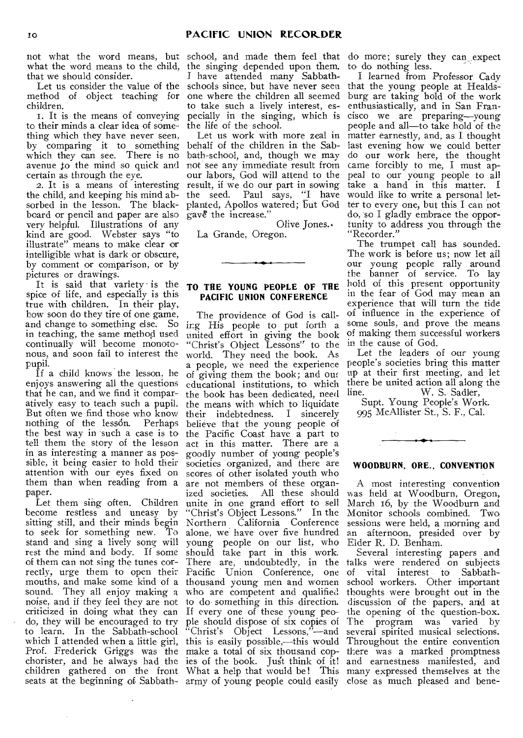not what the word means, but what the word means to the child, that we should consider.

Let us consider the value of the method of object teaching for children.

1. It is the means of conveying to their minds a clear idea of something which they have never seen, by comparing it to something which they can see. There is no avenue to the mind so quick and certain as through the eye.

2. It is a means of interesting the child, and keeping his mind absorbed in the lesson. The blackboard or pencil and paper are also very helpful. Illustrations of any kind are good. Webster says "to illustrate" means to make clear or intelligible what is dark or obscure, by comment or comparison, or by pictures or drawings.

It is said that variety is the spice of life, and especially is this true with children. In their play, how soon do they tire of one game, and change to something else. So in teaching, the same method used continually will become monotonous, and soon fail to interest the pupil.

If a child knows the lesson, he enjoys answering all the questions that he can, and we find it comparatively easy to teach such a pupil. But often we find those who know nothing of the lesson. Perhaps the best way in such a case is to tell them the story of the lesson in as interesting a manner as possible, it being easier to hold their attention with our eyes fixed on them than when reading from a paper.

Let them sing often. Children become restless and uneasy by sitting still, and their minds begin to seek for something new. To stand and sing a lively song will rest the mind and body. If some of them can not sing the tunes correctly, urge them to open their mouths, and make some kind of a sound. They all enjoy making a noise, and if they feel they are not criticized in doing what they can do, they will be encouraged to try to learn. In the Sabbath-school which I attended when a little girl, Prof. Frederick Griggs was the chorister, and he always had the children gathered on the front seats at the beginning of Sabbath-school, and made them feel that the singing depended upon them. I have attended many Sabbath-schools since, but have never seen one where the children all seemed to take such a lively interest, especially in the singing, which is the life of the school.

Let us work with more zeal in behalf of the children in the Sabbath-school, and, though we may not see any immediate result from our labors, God will attend to the result, if we do our part in sowing the seed. Paul says, "I have planted, Apollos watered; but God gave the increase."

Olive Jones.

La Grande, Oregon.

## TO THE YOUNG PEOPLE OF THE PACIFIC UNION CONFERENCE

The providence of God is calling His people to put forth a united effort in giving the book "Christ's Object Lessons" to the world. They need the book. As a people, we need the experience of giving them the book; and our educational institutions, to which the book has been dedicated, need the means with which to liquidate their indebtedness. I sincerely believe that the young people of the Pacific Coast have a part to act in this matter. There are a goodly number of young people's societies organized, and there are scores of other isolated youth who are not members of these organized societies. All these should unite in one grand effort to sell "Christ's Object Lessons." In the Northern California Conference alone, we have over five hundred young people on our list, who should take part in this work. There are, undoubtedly, in the Pacific Union Conference, one thousand young men and women who are competent and qualified to do something in this direction. If every one of these young people should dispose of six copies of "Christ's Object Lessons,"—and this is easily possible,—this would make a total of six thousand copies of the book. Just think of it! What a help that would be! This army of young people could easily do more; surely they can expect to do nothing less.

I learned from Professor Cady that the young people at Healdsburg are taking hold of the work enthusiastically, and in San Francisco we are preparing—young people and all—to take hold of the matter earnestly, and, as I thought last evening how we could better do our work here, the thought came forcibly to me, I must appeal to our young people to all take a hand in this matter. I would like to write a personal letter to every one, but this I can not do, so I gladly embrace the opportunity to address you through the "Recorder."

The trumpet call has sounded. The work is before us; now let all our young people rally around the banner of service. To lay hold of this present opportunity in the fear of God may mean an experience that will turn the tide of influence in the experience of some souls, and prove the means of making them successful workers in the cause of God.

Let the leaders of our young people's societies bring this matter up at their first meeting, and let there be united action all along the line.

W. S. Sadler,

Supt. Young People's Work.

995 McAllister St., S. F., Cal.

## WOODBURN, ORE., CONVENTION

A most interesting convention was held at Woodburn, Oregon, March 16, by the Woodburn and Monitor schools combined. Two sessions were held, a morning and an afternoon, presided over by Elder R. D. Benham.

Several interesting papers and talks were rendered on subjects of vital interest to Sabbath-school workers. Other important thoughts were brought out in the discussion of the papers, and at the opening of the question-box. The program was varied by several spirited musical selections. Throughout the entire convention there was a marked promptness and earnestness manifested, and many expressed themselves at the close as much pleased and bene-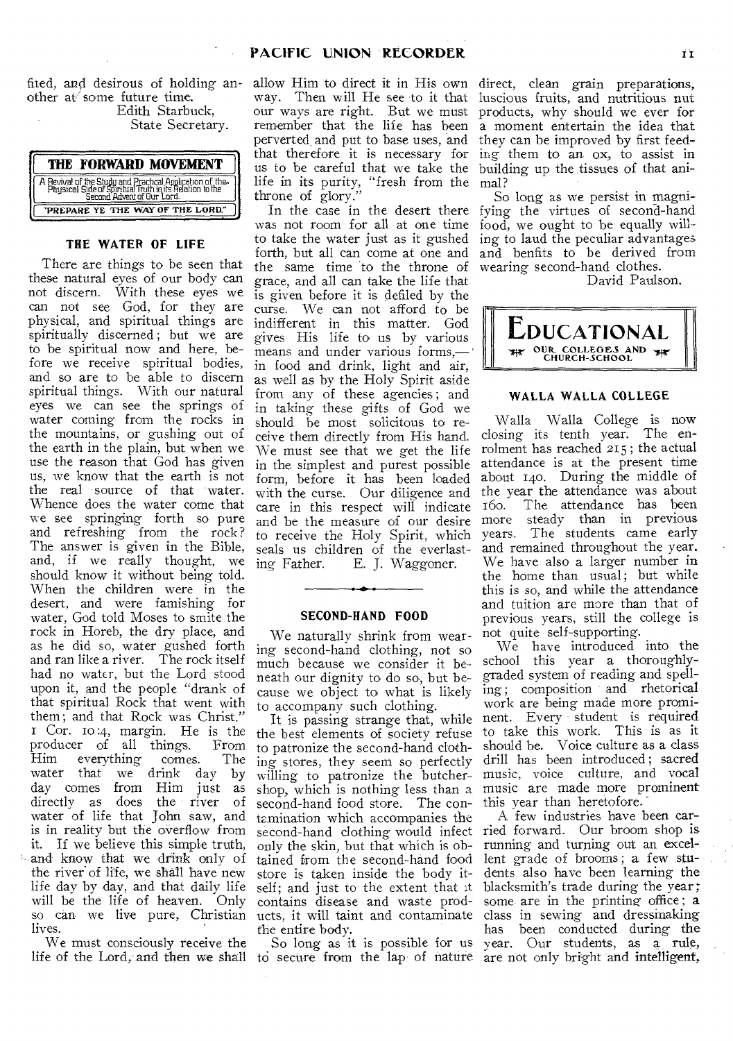fited, and desirous of holding another at some future time.

Edith Starbuck,
State Secretary.

## THE FORWARD MOVEMENT

A Revival of the Study and Practical Application of the Physical Side of Spiritual Truth in its Relation to the Second Advent of Our Lord.

"PREPARE YE THE WAY OF THE LORD."

### THE WATER OF LIFE

There are things to be seen that these natural eyes of our body can not discern. With these eyes we can not see God, for they are physical, and spiritual things are spiritually discerned; but we are to be spiritual now and here, before we receive spiritual bodies, and so are to be able to discern spiritual things. With our natural eyes we can see the springs of water coming from the rocks in the mountains, or gushing out of the earth in the plain, but when we use the reason that God has given us, we know that the earth is not the real source of that water. Whence does the water come that we see springing forth so pure and refreshing from the rock? The answer is given in the Bible, and, if we really thought, we should know it without being told. When the children were in the desert, and were famishing for water, God told Moses to smite the rock in Horeb, the dry place, and as he did so, water gushed forth and ran like a river. The rock itself had no water, but the Lord stood upon it, and the people "drank of that spiritual Rock that went with them; and that Rock was Christ." 1 Cor. 10:4, margin. He is the producer of all things. From Him everything comes. The water that we drink day by day comes from Him just as directly as does the river of water of life that John saw, and is in reality but the overflow from it. If we believe this simple truth, and know that we drink only of the river of life, we shall have new life day by day, and that daily life will be the life of heaven. Only so can we live pure, Christian lives.

We must consciously receive the life of the Lord, and then we shall allow Him to direct it in His own way. Then will He see to it that our ways are right. But we must remember that the life has been perverted and put to base uses, and that therefore it is necessary for us to be careful that we take the life in its purity, "fresh from the throne of glory."

In the case in the desert there was not room for all at one time to take the water just as it gushed forth, but all can come at one and the same time to the throne of grace, and all can take the life that is given before it is defiled by the curse. We can not afford to be indifferent in this matter. God gives His life to us by various means and under various forms,—in food and drink, light and air, as well as by the Holy Spirit aside from any of these agencies; and in taking these gifts of God we should be most solicitous to receive them directly from His hand. We must see that we get the life in the simplest and purest possible form, before it has been loaded with the curse. Our diligence and care in this respect will indicate and be the measure of our desire to receive the Holy Spirit, which seals us children of the everlasting Father.

E. J. Waggoner.

### SECOND-HAND FOOD

We naturally shrink from wearing second-hand clothing, not so much because we consider it beneath our dignity to do so, but because we object to what is likely to accompany such clothing.

It is passing strange that, while the best elements of society refuse to patronize the second-hand clothing stores, they seem so perfectly willing to patronize the butcher-shop, which is nothing less than a second-hand food store. The contamination which accompanies the second-hand clothing would infect only the skin, but that which is obtained from the second-hand food store is taken inside the body itself; and just to the extent that it contains disease and waste products, it will taint and contaminate the entire body.

So long as it is possible for us to secure from the lap of nature direct, clean grain preparations, luscious fruits, and nutritious nut products, why should we ever for a moment entertain the idea that they can be improved by first feeding them to an ox, to assist in building up the tissues of that animal?

So long as we persist in magnifying the virtues of second-hand food, we ought to be equally willing to laud the peculiar advantages and benfits to be derived from wearing second-hand clothes.

David Paulson.

## EDUCATIONAL

OUR COLLEGES AND CHURCH-SCHOOL

### WALLA WALLA COLLEGE

Walla Walla College is now closing its tenth year. The enrolment has reached 215; the actual attendance is at the present time about 140. During the middle of the year the attendance was about 160. The attendance has been more steady than in previous years. The students came early and remained throughout the year. We have also a larger number in the home than usual; but while this is so, and while the attendance and tuition are more than that of previous years, still the college is not quite self-supporting.

We have introduced into the school this year a thoroughly-graded system of reading and spelling; composition and rhetorical work are being made more prominent. Every student is required to take this work. This is as it should be. Voice culture as a class drill has been introduced; sacred music, voice culture, and vocal music are made more prominent this year than heretofore.

A few industries have been carried forward. Our broom shop is running and turning out an excellent grade of brooms; a few students also have been learning the blacksmith's trade during the year; some are in the printing office; a class in sewing and dressmaking has been conducted during the year. Our students, as a rule, are not only bright and intelligent,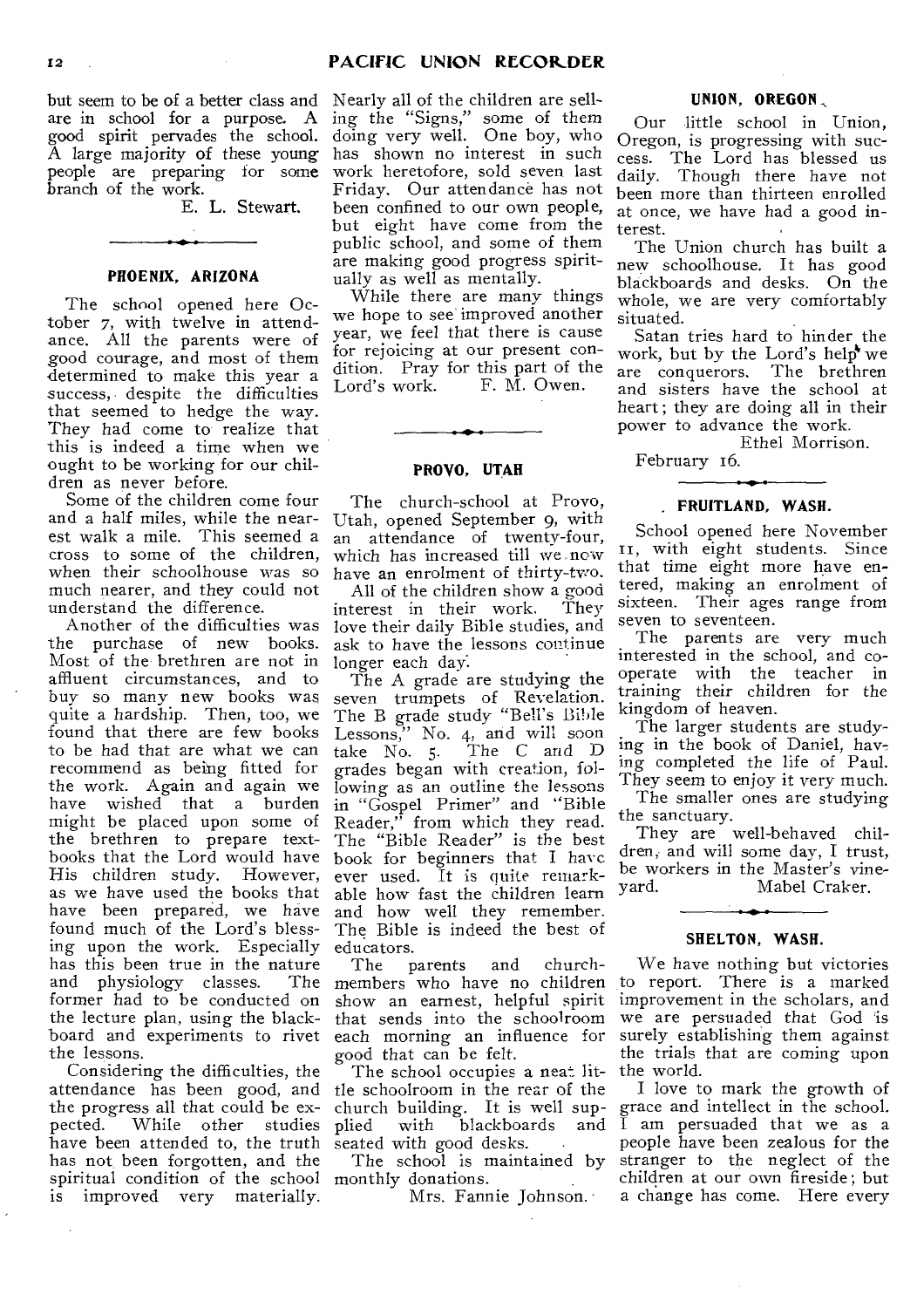but seem to be of a better class and are in school for a purpose. A good spirit pervades the school. A large majority of these young people are preparing for some branch of the work.

E. L. Stewart.

### PHOENIX, ARIZONA

The school opened here October 7, with twelve in attendance. All the parents were of good courage, and most of them determined to make this year a success, despite the difficulties that seemed to hedge the way. They had come to realize that this is indeed a time when we ought to be working for our children as never before.

Some of the children come four and a half miles, while the nearest walk a mile. This seemed a cross to some of the children, when their schoolhouse was so much nearer, and they could not understand the difference.

Another of the difficulties was the purchase of new books. Most of the brethren are not in affluent circumstances, and to buy so many new books was quite a hardship. Then, too, we found that there are few books to be had that are what we can recommend as being fitted for the work. Again and again we have wished that a burden might be placed upon some of the brethren to prepare textbooks that the Lord would have His children study. However, as we have used the books that have been prepared, we have found much of the Lord's blessing upon the work. Especially has this been true in the nature and physiology classes. The former had to be conducted on the lecture plan, using the blackboard and experiments to rivet the lessons.

Considering the difficulties, the attendance has been good, and the progress all that could be expected. While other studies have been attended to, the truth has not been forgotten, and the spiritual condition of the school is improved very materially. Nearly all of the children are selling the "Signs," some of them doing very well. One boy, who has shown no interest in such work heretofore, sold seven last Friday. Our attendance has not been confined to our own people, but eight have come from the public school, and some of them are making good progress spiritually as well as mentally.

While there are many things we hope to see improved another year, we feel that there is cause for rejoicing at our present condition. Pray for this part of the Lord's work.

F. M. Owen.

### PROVO, UTAH

The church-school at Provo, Utah, opened September 9, with an attendance of twenty-four, which has increased till we now have an enrolment of thirty-two.

All of the children show a good interest in their work. They love their daily Bible studies, and ask to have the lessons continue longer each day.

The A grade are studying the seven trumpets of Revelation. The B grade study "Bell's Bible Lessons," No. 4, and will soon take No. 5. The C and D grades began with creation, following as an outline the lessons in "Gospel Primer" and "Bible Reader," from which they read. The "Bible Reader" is the best book for beginners that I have ever used. It is quite remarkable how fast the children learn and how well they remember. The Bible is indeed the best of educators.

The parents and church-members who have no children show an earnest, helpful spirit that sends into the schoolroom each morning an influence for good that can be felt.

The school occupies a neat little schoolroom in the rear of the church building. It is well supplied with blackboards and seated with good desks.

The school is maintained by monthly donations.

Mrs. Fannie Johnson.

### UNION, OREGON

Our little school in Union, Oregon, is progressing with success. The Lord has blessed us daily. Though there have not been more than thirteen enrolled at once, we have had a good interest.

The Union church has built a new schoolhouse. It has good blackboards and desks. On the whole, we are very comfortably situated.

Satan tries hard to hinder the work, but by the Lord's help we are conquerors. The brethren and sisters have the school at heart; they are doing all in their power to advance the work.

Ethel Morrison.

February 16.

### FRUITLAND, WASH.

School opened here November 11, with eight students. Since that time eight more have entered, making an enrolment of sixteen. Their ages range from seven to seventeen.

The parents are very much interested in the school, and cooperate with the teacher in training their children for the kingdom of heaven.

The larger students are studying in the book of Daniel, having completed the life of Paul. They seem to enjoy it very much.

The smaller ones are studying the sanctuary.

They are well-behaved children, and will some day, I trust, be workers in the Master's vineyard.

Mabel Craker.

### SHELTON, WASH.

We have nothing but victories to report. There is a marked improvement in the scholars, and we are persuaded that God is surely establishing them against the trials that are coming upon the world.

I love to mark the growth of grace and intellect in the school. I am persuaded that we as a people have been zealous for the stranger to the neglect of the children at our own fireside; but a change has come. Here every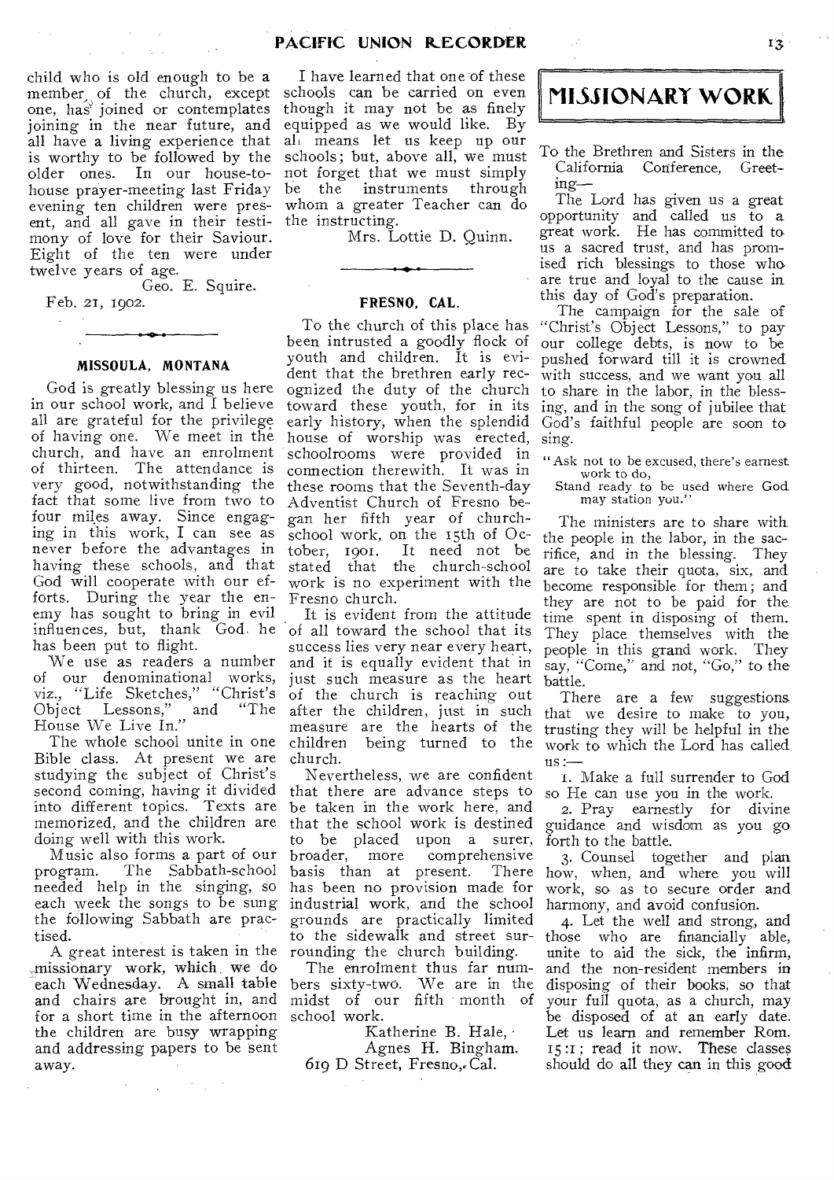child who is old enough to be a member of the church, except one, has joined or contemplates joining in the near future, and all have a living experience that is worthy to be followed by the older ones. In our house-to-house prayer-meeting last Friday evening ten children were present, and all gave in their testimony of love for their Saviour. Eight of the ten were under twelve years of age.

Geo. E. Squire.

Feb. 21, 1902.

### MISSOULA, MONTANA

God is greatly blessing us here in our school work, and I believe all are grateful for the privilege of having one. We meet in the church, and have an enrolment of thirteen. The attendance is very good, notwithstanding the fact that some live from two to four miles away. Since engaging in this work, I can see as never before the advantages in having these schools, and that God will cooperate with our efforts. During the year the enemy has sought to bring in evil influences, but, thank God, he has been put to flight.

We use as readers a number of our denominational works, viz., "Life Sketches," "Christ's Object Lessons," and "The House We Live In."

The whole school unite in one Bible class. At present we are studying the subject of Christ's second coming, having it divided into different topics. Texts are memorized, and the children are doing well with this work.

Music also forms a part of our program. The Sabbath-school needed help in the singing, so each week the songs to be sung the following Sabbath are practised.

A great interest is taken in the missionary work, which we do each Wednesday. A small table and chairs are brought in, and for a short time in the afternoon the children are busy wrapping and addressing papers to be sent away.

I have learned that one of these schools can be carried on even though it may not be as finely equipped as we would like. By all means let us keep up our schools; but, above all, we must not forget that we must simply be the instruments through whom a greater Teacher can do the instructing.

Mrs. Lottie D. Quinn.

### FRESNO, CAL.

To the church of this place has been intrusted a goodly flock of youth and children. It is evident that the brethren early recognized the duty of the church toward these youth, for in its early history, when the splendid house of worship was erected, schoolrooms were provided in connection therewith. It was in these rooms that the Seventh-day Adventist Church of Fresno began her fifth year of church-school work, on the 15th of October, 1901. It need not be stated that the church-school work is no experiment with the Fresno church.

It is evident from the attitude of all toward the school that its success lies very near every heart, and it is equally evident that in just such measure as the heart of the church is reaching out after the children, just in such measure are the hearts of the children being turned to the church.

Nevertheless, we are confident that there are advance steps to be taken in the work here, and that the school work is destined to be placed upon a surer, broader, more comprehensive basis than at present. There has been no provision made for industrial work, and the school grounds are practically limited to the sidewalk and street surrounding the church building.

The enrolment thus far numbers sixty-two. We are in the midst of our fifth month of school work.

Katherine B. Hale,
Agnes H. Bingham.
619 D Street, Fresno, Cal.

## MISSIONARY WORK

To the Brethren and Sisters in the California Conference, Greeting—

The Lord has given us a great opportunity and called us to a great work. He has committed to us a sacred trust, and has promised rich blessings to those who are true and loyal to the cause in this day of God's preparation.

The campaign for the sale of "Christ's Object Lessons," to pay our college debts, is now to be pushed forward till it is crowned with success, and we want you all to share in the labor, in the blessing, and in the song of jubilee that God's faithful people are soon to sing.

"Ask not to be excused, there's earnest work to do,
Stand ready to be used where God may station you."

The ministers are to share with the people in the labor, in the sacrifice, and in the blessing. They are to take their quota, six, and become responsible for them; and they are not to be paid for the time spent in disposing of them. They place themselves with the people in this grand work. They say, "Come," and not, "Go," to the battle.

There are a few suggestions that we desire to make to you, trusting they will be helpful in the work to which the Lord has called us:—

1. Make a full surrender to God so He can use you in the work.
2. Pray earnestly for divine guidance and wisdom as you go forth to the battle.
3. Counsel together and plan how, when, and where you will work, so as to secure order and harmony, and avoid confusion.
4. Let the well and strong, and those who are financially able, unite to aid the sick, the infirm, and the non-resident members in disposing of their books, so that your full quota, as a church, may be disposed of at an early date. Let us learn and remember Rom. 15:1; read it now. These classes should do all they can in this good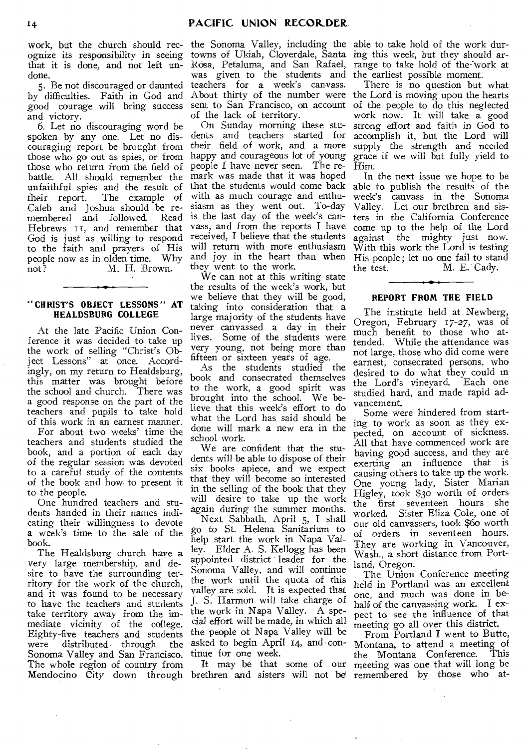work, but the church should recognize its responsibility in seeing that it is done, and not left undone.

5. Be not discouraged or daunted by difficulties. Faith in God and good courage will bring success and victory.

6. Let no discouraging word be spoken by any one. Let no discouraging report be brought from those who go out as spies, or from those who return from the field of battle. All should remember the unfaithful spies and the result of their report. The example of Caleb and Joshua should be remembered and followed. Read Hebrews 11, and remember that God is just as willing to respond to the faith and prayers of His people now as in olden time. Why not?

M. H. Brown.

### "CHRIST'S OBJECT LESSONS" AT HEALDSBURG COLLEGE

At the late Pacific Union Conference it was decided to take up the work of selling "Christ's Object Lessons" at once. Accordingly, on my return to Healdsburg, this matter was brought before the school and church. There was a good response on the part of the teachers and pupils to take hold of this work in an earnest manner.

For about two weeks' time the teachers and students studied the book, and a portion of each day of the regular session was devoted to a careful study of the contents of the book and how to present it to the people.

One hundred teachers and students handed in their names indicating their willingness to devote a week's time to the sale of the book.

The Healdsburg church have a very large membership, and desire to have the surrounding territory for the work of the church, and it was found to be necessary to have the teachers and students take territory away from the immediate vicinity of the college. Eighty-five teachers and students were distributed through the Sonoma Valley and San Francisco. The whole region of country from Mendocino City down through the Sonoma Valley, including the towns of Ukiah, Cloverdale, Santa Rosa, Petaluma, and San Rafael, was given to the students and teachers for a week's canvass. About thirty of the number were sent to San Francisco, on account of the lack of territory.

On Sunday morning these students and teachers started for their field of work, and a more happy and courageous lot of young people I have never seen. The remark was made that it was hoped that the students would come back with as much courage and enthusiasm as they went out. To-day is the last day of the week's canvass, and from the reports I have received, I believe that the students will return with more enthusiasm and joy in the heart than when they went to the work.

We can not at this writing state the results of the week's work, but we believe that they will be good, taking into consideration that a large majority of the students have never canvassed a day in their lives. Some of the students were very young, not being more than fifteen or sixteen years of age.

As the students studied the book and consecrated themselves to the work, a good spirit was brought into the school. We believe that this week's effort to do what the Lord has said should be done will mark a new era in the school work.

We are confident that the students will be able to dispose of their six books apiece, and we expect that they will become so interested in the selling of the book that they will desire to take up the work again during the summer months.

Next Sabbath, April 5, I shall go to St. Helena Sanitarium to help start the work in Napa Valley. Elder A. S. Kellogg has been appointed district leader for the Sonoma Valley, and will continue the work until the quota of this valley are sold. It is expected that J. S. Harmon will take charge of the work in Napa Valley. A special effort will be made, in which all the people of Napa Valley will be asked to begin April 14, and continue for one week.

It may be that some of our brethren and sisters will not be able to take hold of the work during this week, but they should arrange to take hold of the work at the earliest possible moment.

There is no question but what the Lord is moving upon the hearts of the people to do this neglected work now. It will take a good strong effort and faith in God to accomplish it, but the Lord will supply the strength and needed grace if we will but fully yield to Him.

In the next issue we hope to be able to publish the results of the week's canvass in the Sonoma Valley. Let our brethren and sisters in the California Conference come up to the help of the Lord against the mighty just now. With this work the Lord is testing His people; let no one fail to stand the test.

M. E. Cady.

### REPORT FROM THE FIELD

The institute held at Newberg, Oregon, February 17-27, was of much benefit to those who attended. While the attendance was not large, those who did come were earnest, consecrated persons, who desired to do what they could in the Lord's vineyard. Each one studied hard, and made rapid advancement.

Some were hindered from starting to work as soon as they expected, on account of sickness. All that have commenced work are having good success, and they are exerting an influence that is causing others to take up the work. One young lady, Sister Marian Higley, took $30 worth of orders the first seventeen hours she worked. Sister Eliza Cole, one of our old canvassers, took $60 worth of orders in seventeen hours. They are working in Vancouver, Wash., a short distance from Portland, Oregon.

The Union Conference meeting held in Portland was an excellent one, and much was done in behalf of the canvassing work. I expect to see the influence of that meeting go all over this district.

From Portland I went to Butte, Montana, to attend a meeting of the Montana Conference. This meeting was one that will long be remembered by those who at-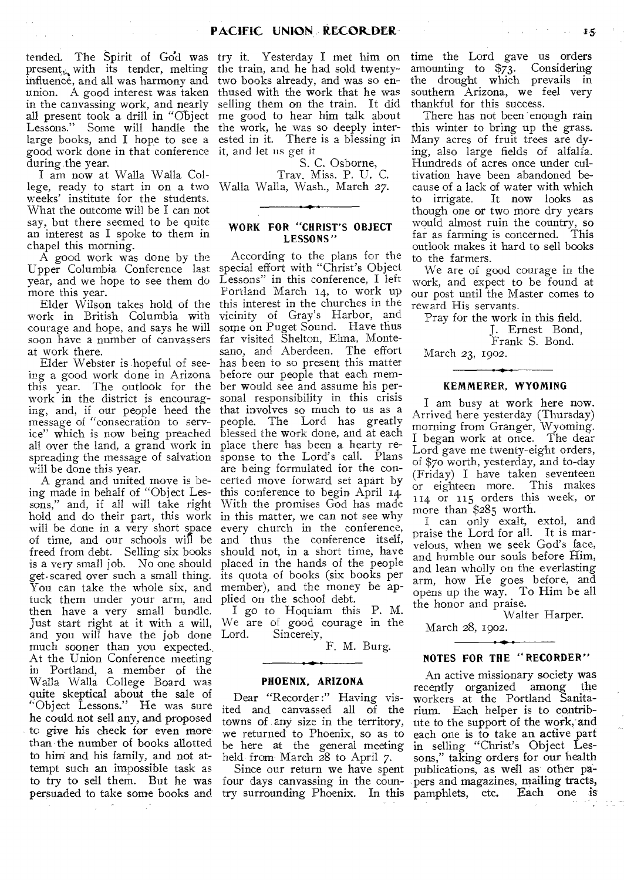tended. The Spirit of God was present, with its tender, melting influence, and all was harmony and union. A good interest was taken in the canvassing work, and nearly all present took a drill in "Object Lessons." Some will handle the large books, and I hope to see a good work done in that conference during the year.

I am now at Walla Walla College, ready to start in on a two weeks' institute for the students. What the outcome will be I can not say, but there seemed to be quite an interest as I spoke to them in chapel this morning.

A good work was done by the Upper Columbia Conference last year, and we hope to see them do more this year.

Elder Wilson takes hold of the work in British Columbia with courage and hope, and says he will soon have a number of canvassers at work there.

Elder Webster is hopeful of seeing a good work done in Arizona this year. The outlook for the work in the district is encouraging, and, if our people heed the message of "consecration to service" which is now being preached all over the land, a grand work in spreading the message of salvation will be done this year.

A grand and united move is being made in behalf of "Object Lessons," and, if all will take right hold and do their part, this work will be done in a very short space of time, and our schools will be freed from debt. Selling six books is a very small job. No one should get scared over such a small thing. You can take the whole six, and tuck them under your arm, and then have a very small bundle. Just start right at it with a will, and you will have the job done much sooner than you expected. At the Union Conference meeting in Portland, a member of the Walla Walla College Board was quite skeptical about the sale of "Object Lessons." He was sure he could not sell any, and proposed to give his check for even more than the number of books allotted to him and his family, and not attempt such an impossible task as to try to sell them. But he was persuaded to take some books and try it. Yesterday I met him on the train, and he had sold twenty-two books already, and was so enthused with the work that he was selling them on the train. It did me good to hear him talk about the work, he was so deeply interested in it. There is a blessing in it, and let us get it.

S. C. Osborne,
Trav. Miss. P. U. C.

Walla Walla, Wash., March 27.

## WORK FOR "CHRIST'S OBJECT LESSONS"

According to the plans for the special effort with "Christ's Object Lessons" in this conference, I left Portland March 14, to work up this interest in the churches in the vicinity of Gray's Harbor, and some on Puget Sound. Have thus far visited Shelton, Elma, Montesano, and Aberdeen. The effort has been to so present this matter before our people that each member would see and assume his personal responsibility in this crisis that involves so much to us as a people. The Lord has greatly blessed the work done, and at each place there has been a hearty response to the Lord's call. Plans are being formulated for the concerted move forward set apart by this conference to begin April 14. With the promises God has made in this matter, we can not see why every church in the conference, and thus the conference itself, should not, in a short time, have placed in the hands of the people its quota of books (six books per member), and the money be applied on the school debt.

I go to Hoquiam this P. M. We are of good courage in the Lord. Sincerely,

F. M. Burg.

## PHOENIX, ARIZONA

Dear "Recorder:" Having visited and canvassed all of the towns of any size in the territory, we returned to Phoenix, so as to be here at the general meeting held from March 28 to April 7.

Since our return we have spent four days canvassing in the country surrounding Phoenix. In this time the Lord gave us orders amounting to $73. Considering the drought which prevails in southern Arizona, we feel very thankful for this success.

There has not been enough rain this winter to bring up the grass. Many acres of fruit trees are dying, also large fields of alfalfa. Hundreds of acres once under cultivation have been abandoned because of a lack of water with which to irrigate. It now looks as though one or two more dry years would almost ruin the country, so far as farming is concerned. This outlook makes it hard to sell books to the farmers.

We are of good courage in the work, and expect to be found at our post until the Master comes to reward His servants.

Pray for the work in this field.

J. Ernest Bond,
Frank S. Bond.

March 23, 1902.

## KEMMERER, WYOMING

I am busy at work here now. Arrived here yesterday (Thursday) morning from Granger, Wyoming. I began work at once. The dear Lord gave me twenty-eight orders, of $70 worth, yesterday, and to-day (Friday) I have taken seventeen or eighteen more. This makes 114 or 115 orders this week, or more than $285 worth.

I can only exalt, extol, and praise the Lord for all. It is marvelous, when we seek God's face, and humble our souls before Him, and lean wholly on the everlasting arm, how He goes before, and opens up the way. To Him be all the honor and praise.

Walter Harper.

March 28, 1902.

## NOTES FOR THE "RECORDER"

An active missionary society was recently organized among the workers at the Portland Sanitarium. Each helper is to contribute to the support of the work, and each one is to take an active part in selling "Christ's Object Lessons," taking orders for our health publications, as well as other papers and magazines, mailing tracts, pamphlets, etc. Each one is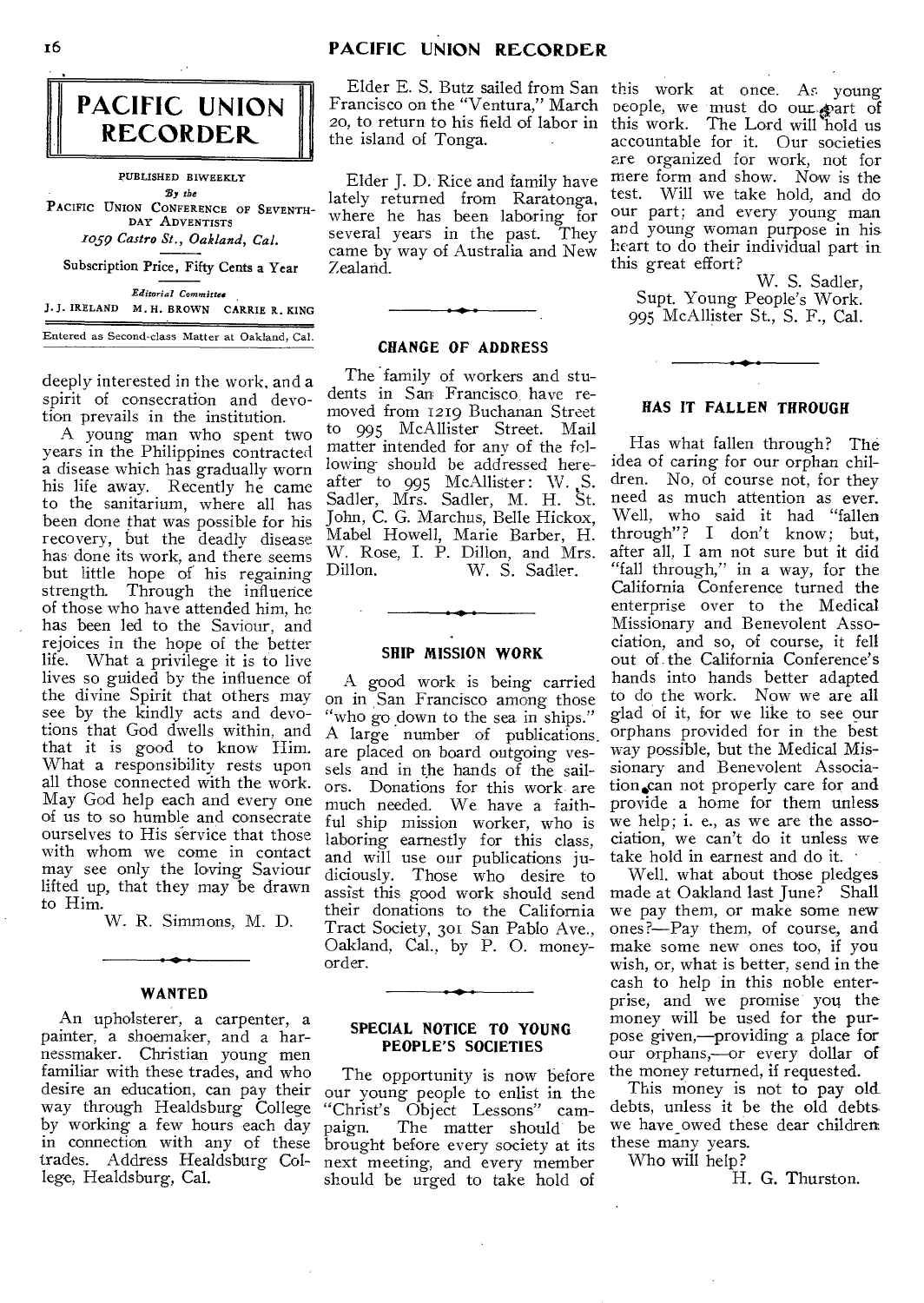# PACIFIC UNION RECORDER

PUBLISHED BIWEEKLY
*By the*
PACIFIC UNION CONFERENCE OF SEVENTH-DAY ADVENTISTS
*1059 Castro St., Oakland, Cal.*

Subscription Price, Fifty Cents a Year

*Editorial Committee*
J. J. IRELAND M. H. BROWN CARRIE R. KING

Entered as Second-class Matter at Oakland, Cal.

deeply interested in the work, and a spirit of consecration and devotion prevails in the institution.

A young man who spent two years in the Philippines contracted a disease which has gradually worn his life away. Recently he came to the sanitarium, where all has been done that was possible for his recovery, but the deadly disease has done its work, and there seems but little hope of his regaining strength. Through the influence of those who have attended him, he has been led to the Saviour, and rejoices in the hope of the better life. What a privilege it is to live lives so guided by the influence of the divine Spirit that others may see by the kindly acts and devotions that God dwells within, and that it is good to know Him. What a responsibility rests upon all those connected with the work. May God help each and every one of us to so humble and consecrate ourselves to His service that those with whom we come in contact may see only the loving Saviour lifted up, that they may be drawn to Him.

W. R. Simmons, M. D.

### WANTED

An upholsterer, a carpenter, a painter, a shoemaker, and a harnessmaker. Christian young men familiar with these trades, and who desire an education, can pay their way through Healdsburg College by working a few hours each day in connection with any of these trades. Address Healdsburg College, Healdsburg, Cal.

Elder E. S. Butz sailed from San Francisco on the "Ventura," March 20, to return to his field of labor in the island of Tonga.

Elder J. D. Rice and family have lately returned from Raratonga, where he has been laboring for several years in the past. They came by way of Australia and New Zealand.

### CHANGE OF ADDRESS

The family of workers and students in San Francisco have removed from 1219 Buchanan Street to 995 McAllister Street. Mail matter intended for any of the following should be addressed hereafter to 995 McAllister: W. S. Sadler, Mrs. Sadler, M. H. St. John, C. G. Marchus, Belle Hickox, Mabel Howell, Marie Barber, H. W. Rose, I. P. Dillon, and Mrs. Dillon.

W. S. Sadler.

### SHIP MISSION WORK

A good work is being carried on in San Francisco among those "who go down to the sea in ships." A large number of publications are placed on board outgoing vessels and in the hands of the sailors. Donations for this work are much needed. We have a faithful ship mission worker, who is laboring earnestly for this class, and will use our publications judiciously. Those who desire to assist this good work should send their donations to the California Tract Society, 301 San Pablo Ave., Oakland, Cal., by P. O. money-order.

### SPECIAL NOTICE TO YOUNG PEOPLE'S SOCIETIES

The opportunity is now before our young people to enlist in the "Christ's Object Lessons" campaign. The matter should be brought before every society at its next meeting, and every member should be urged to take hold of this work at once. As young people, we must do our part of this work. The Lord will hold us accountable for it. Our societies are organized for work, not for mere form and show. Now is the test. Will we take hold, and do our part; and every young man and young woman purpose in his heart to do their individual part in this great effort?

W. S. Sadler,
Supt. Young People's Work.
995 McAllister St., S. F., Cal.

### HAS IT FALLEN THROUGH

Has what fallen through? The idea of caring for our orphan children. No, of course not, for they need as much attention as ever. Well, who said it had "fallen through"? I don't know; but, after all, I am not sure but it did "fall through," in a way, for the California Conference turned the enterprise over to the Medical Missionary and Benevolent Association, and so, of course, it fell out of the California Conference's hands into hands better adapted to do the work. Now we are all glad of it, for we like to see our orphans provided for in the best way possible, but the Medical Missionary and Benevolent Association can not properly care for and provide a home for them unless we help; i. e., as we are the association, we can't do it unless we take hold in earnest and do it.

Well, what about those pledges made at Oakland last June? Shall we pay them, or make some new ones?—Pay them, of course, and make some new ones too, if you wish, or, what is better, send in the cash to help in this noble enterprise, and we promise you the money will be used for the purpose given,—providing a place for our orphans,—or every dollar of the money returned, if requested.

This money is not to pay old debts, unless it be the old debts we have owed these dear children these many years.

Who will help?

H. G. Thurston.